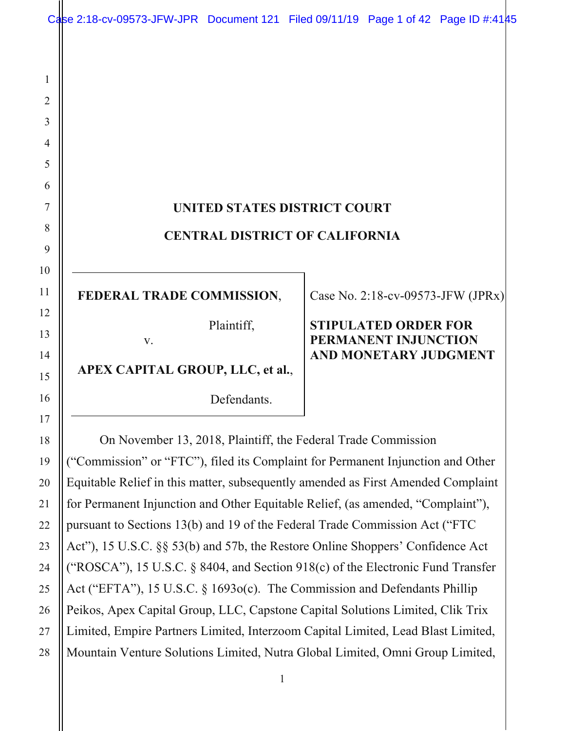**UNITED STATES DISTRICT COURT**

**CENTRAL DISTRICT OF CALIFORNIA**

| | |
|---|---|
| **FEDERAL TRADE COMMISSION**, Plaintiff, v. **APEX CAPITAL GROUP, LLC, et al.**, Defendants. | Case No. 2:18-cv-09573-JFW (JPRx) **STIPULATED ORDER FOR PERMANENT INJUNCTION AND MONETARY JUDGMENT** |

On November 13, 2018, Plaintiff, the Federal Trade Commission ("Commission" or "FTC"), filed its Complaint for Permanent Injunction and Other Equitable Relief in this matter, subsequently amended as First Amended Complaint for Permanent Injunction and Other Equitable Relief, (as amended, "Complaint"), pursuant to Sections 13(b) and 19 of the Federal Trade Commission Act ("FTC Act"), 15 U.S.C. §§ 53(b) and 57b, the Restore Online Shoppers' Confidence Act ("ROSCA"), 15 U.S.C. § 8404, and Section 918(c) of the Electronic Fund Transfer Act ("EFTA"), 15 U.S.C. § 1693o(c). The Commission and Defendants Phillip Peikos, Apex Capital Group, LLC, Capstone Capital Solutions Limited, Clik Trix Limited, Empire Partners Limited, Interzoom Capital Limited, Lead Blast Limited, Mountain Venture Solutions Limited, Nutra Global Limited, Omni Group Limited,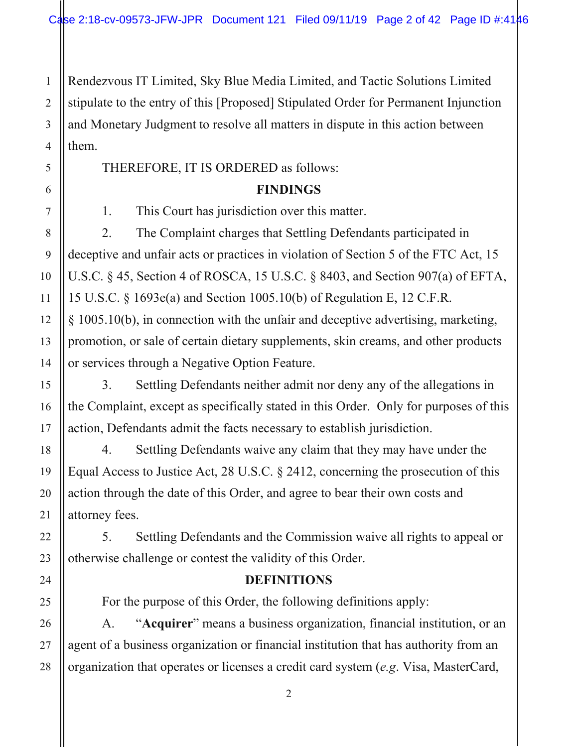Rendezvous IT Limited, Sky Blue Media Limited, and Tactic Solutions Limited stipulate to the entry of this [Proposed] Stipulated Order for Permanent Injunction and Monetary Judgment to resolve all matters in dispute in this action between them.

THEREFORE, IT IS ORDERED as follows:

## FINDINGS

1. This Court has jurisdiction over this matter.

2. The Complaint charges that Settling Defendants participated in deceptive and unfair acts or practices in violation of Section 5 of the FTC Act, 15 U.S.C. § 45, Section 4 of ROSCA, 15 U.S.C. § 8403, and Section 907(a) of EFTA, 15 U.S.C. § 1693e(a) and Section 1005.10(b) of Regulation E, 12 C.F.R. § 1005.10(b), in connection with the unfair and deceptive advertising, marketing, promotion, or sale of certain dietary supplements, skin creams, and other products or services through a Negative Option Feature.

3. Settling Defendants neither admit nor deny any of the allegations in the Complaint, except as specifically stated in this Order. Only for purposes of this action, Defendants admit the facts necessary to establish jurisdiction.

4. Settling Defendants waive any claim that they may have under the Equal Access to Justice Act, 28 U.S.C. § 2412, concerning the prosecution of this action through the date of this Order, and agree to bear their own costs and attorney fees.

5. Settling Defendants and the Commission waive all rights to appeal or otherwise challenge or contest the validity of this Order.

## DEFINITIONS

For the purpose of this Order, the following definitions apply:

A. "**Acquirer**" means a business organization, financial institution, or an agent of a business organization or financial institution that has authority from an organization that operates or licenses a credit card system (*e.g.* Visa, MasterCard,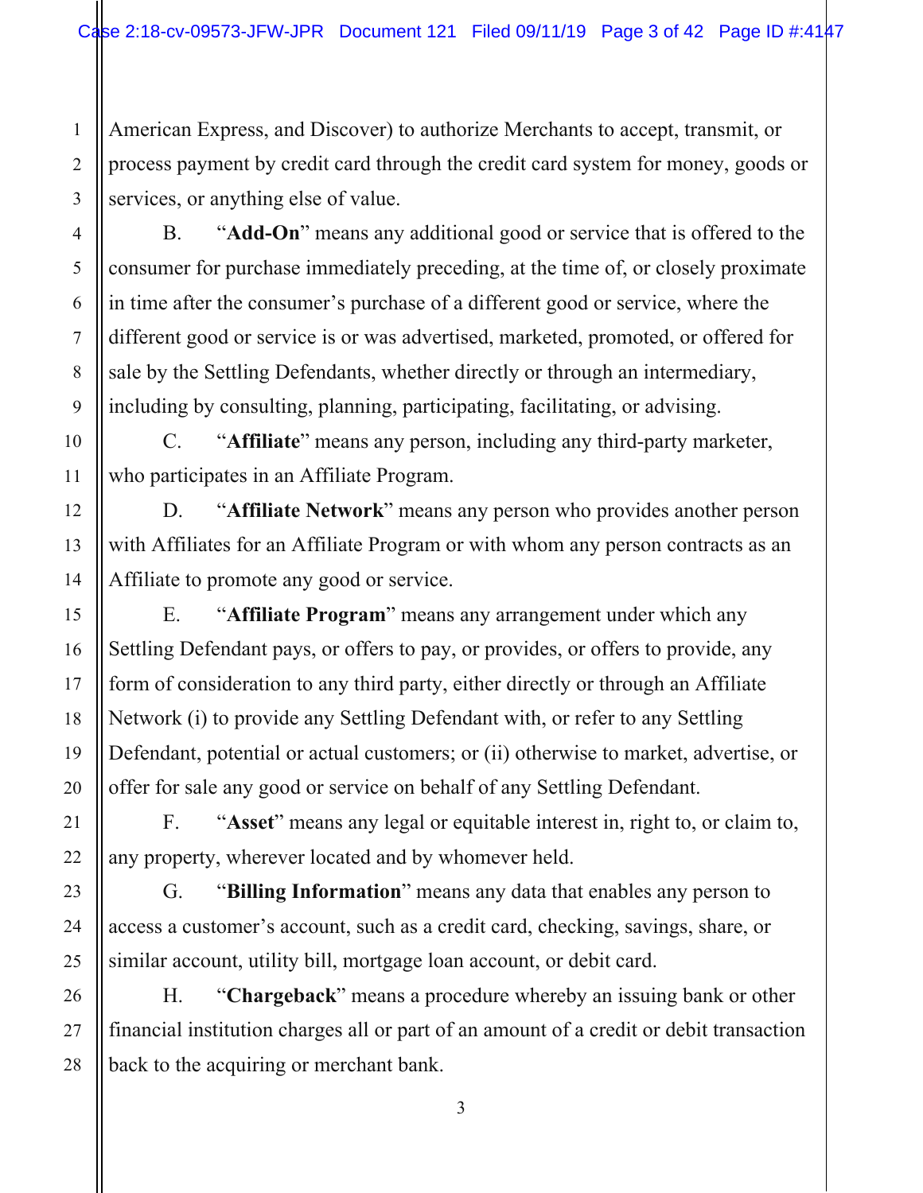American Express, and Discover) to authorize Merchants to accept, transmit, or process payment by credit card through the credit card system for money, goods or services, or anything else of value.

B. "**Add-On**" means any additional good or service that is offered to the consumer for purchase immediately preceding, at the time of, or closely proximate in time after the consumer's purchase of a different good or service, where the different good or service is or was advertised, marketed, promoted, or offered for sale by the Settling Defendants, whether directly or through an intermediary, including by consulting, planning, participating, facilitating, or advising.

C. "**Affiliate**" means any person, including any third-party marketer, who participates in an Affiliate Program.

D. "**Affiliate Network**" means any person who provides another person with Affiliates for an Affiliate Program or with whom any person contracts as an Affiliate to promote any good or service.

E. "**Affiliate Program**" means any arrangement under which any Settling Defendant pays, or offers to pay, or provides, or offers to provide, any form of consideration to any third party, either directly or through an Affiliate Network (i) to provide any Settling Defendant with, or refer to any Settling Defendant, potential or actual customers; or (ii) otherwise to market, advertise, or offer for sale any good or service on behalf of any Settling Defendant.

F. "**Asset**" means any legal or equitable interest in, right to, or claim to, any property, wherever located and by whomever held.

G. "**Billing Information**" means any data that enables any person to access a customer's account, such as a credit card, checking, savings, share, or similar account, utility bill, mortgage loan account, or debit card.

H. "**Chargeback**" means a procedure whereby an issuing bank or other financial institution charges all or part of an amount of a credit or debit transaction back to the acquiring or merchant bank.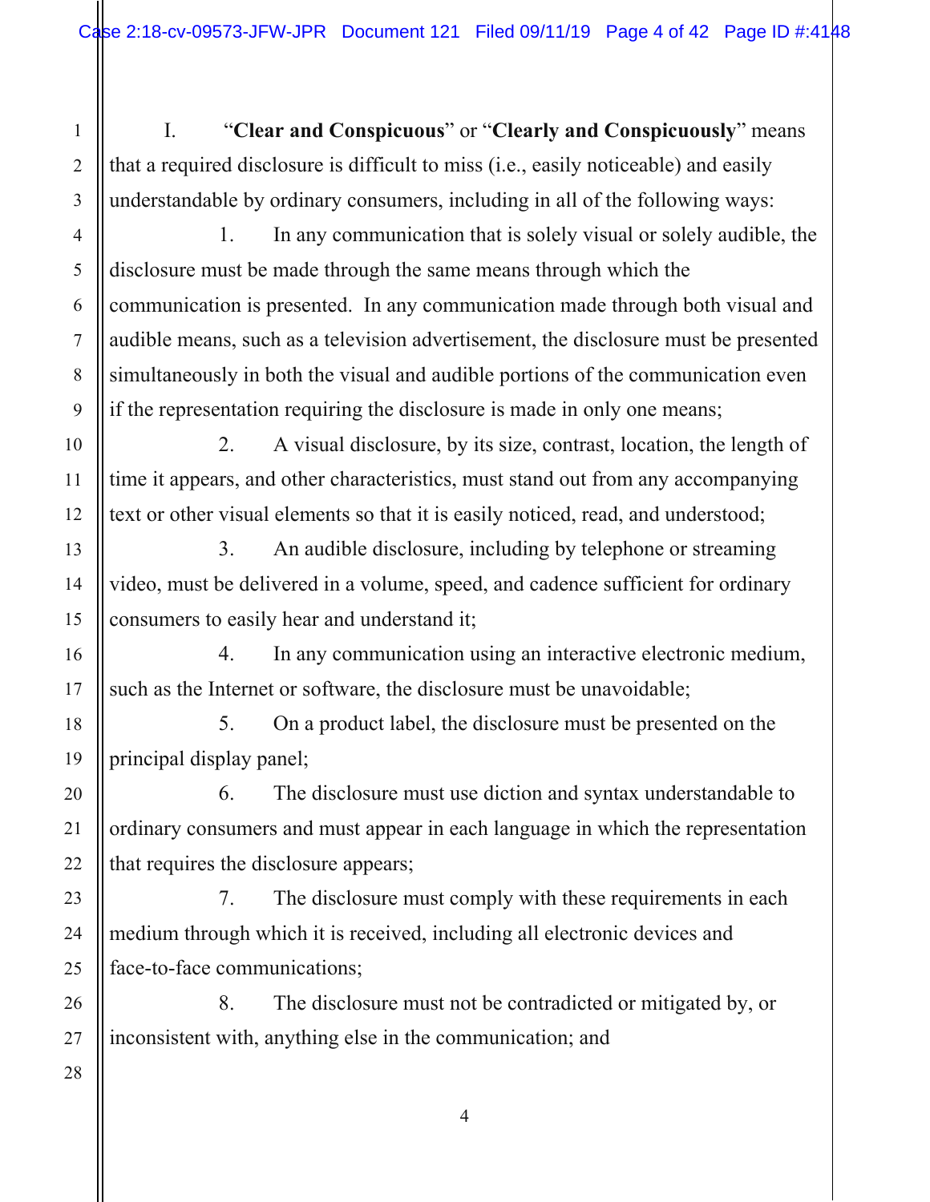I. "**Clear and Conspicuous**" or "**Clearly and Conspicuously**" means that a required disclosure is difficult to miss (i.e., easily noticeable) and easily understandable by ordinary consumers, including in all of the following ways:

1. In any communication that is solely visual or solely audible, the disclosure must be made through the same means through which the communication is presented. In any communication made through both visual and audible means, such as a television advertisement, the disclosure must be presented simultaneously in both the visual and audible portions of the communication even if the representation requiring the disclosure is made in only one means;

2. A visual disclosure, by its size, contrast, location, the length of time it appears, and other characteristics, must stand out from any accompanying text or other visual elements so that it is easily noticed, read, and understood;

3. An audible disclosure, including by telephone or streaming video, must be delivered in a volume, speed, and cadence sufficient for ordinary consumers to easily hear and understand it;

4. In any communication using an interactive electronic medium, such as the Internet or software, the disclosure must be unavoidable;

5. On a product label, the disclosure must be presented on the principal display panel;

6. The disclosure must use diction and syntax understandable to ordinary consumers and must appear in each language in which the representation that requires the disclosure appears;

7. The disclosure must comply with these requirements in each medium through which it is received, including all electronic devices and face-to-face communications;

8. The disclosure must not be contradicted or mitigated by, or inconsistent with, anything else in the communication; and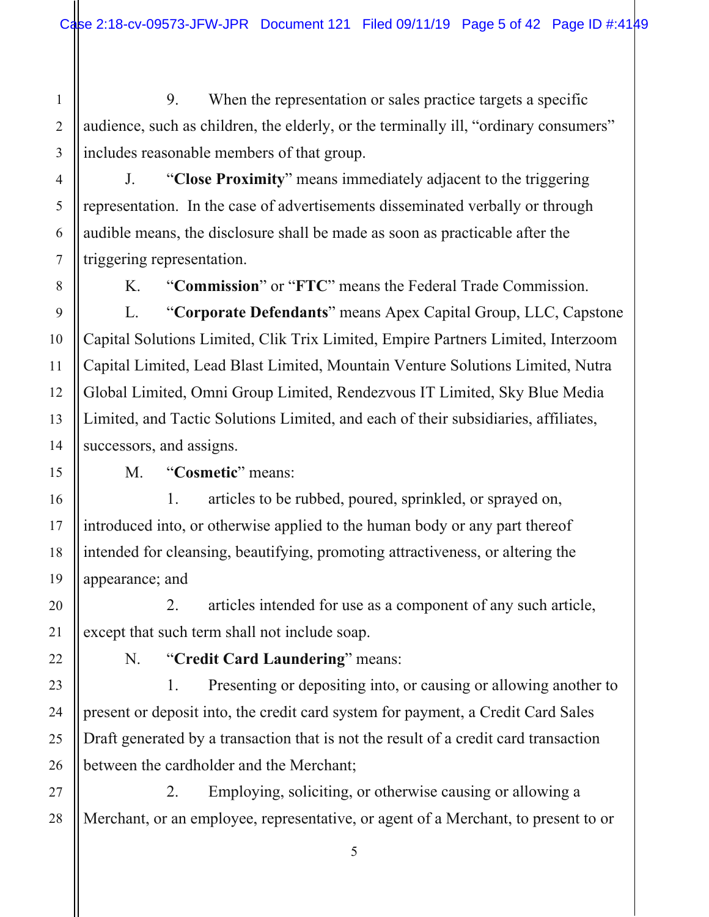9. When the representation or sales practice targets a specific audience, such as children, the elderly, or the terminally ill, "ordinary consumers" includes reasonable members of that group.

J. "**Close Proximity**" means immediately adjacent to the triggering representation. In the case of advertisements disseminated verbally or through audible means, the disclosure shall be made as soon as practicable after the triggering representation.

K. "**Commission**" or "**FTC**" means the Federal Trade Commission.

L. "**Corporate Defendants**" means Apex Capital Group, LLC, Capstone Capital Solutions Limited, Clik Trix Limited, Empire Partners Limited, Interzoom Capital Limited, Lead Blast Limited, Mountain Venture Solutions Limited, Nutra Global Limited, Omni Group Limited, Rendezvous IT Limited, Sky Blue Media Limited, and Tactic Solutions Limited, and each of their subsidiaries, affiliates, successors, and assigns.

M. "**Cosmetic**" means:

1. articles to be rubbed, poured, sprinkled, or sprayed on, introduced into, or otherwise applied to the human body or any part thereof intended for cleansing, beautifying, promoting attractiveness, or altering the appearance; and

2. articles intended for use as a component of any such article, except that such term shall not include soap.

N. "**Credit Card Laundering**" means:

1. Presenting or depositing into, or causing or allowing another to present or deposit into, the credit card system for payment, a Credit Card Sales Draft generated by a transaction that is not the result of a credit card transaction between the cardholder and the Merchant;

2. Employing, soliciting, or otherwise causing or allowing a Merchant, or an employee, representative, or agent of a Merchant, to present to or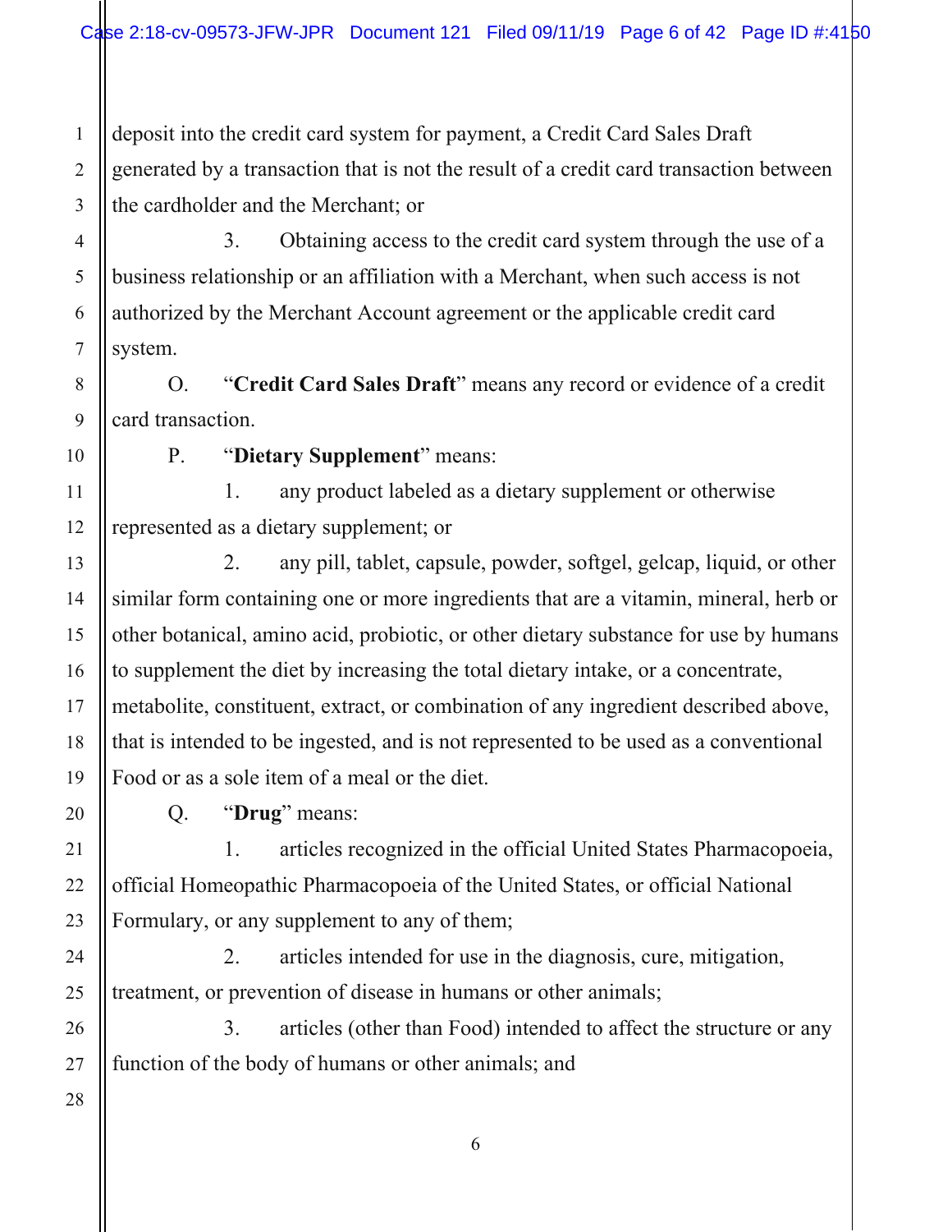deposit into the credit card system for payment, a Credit Card Sales Draft generated by a transaction that is not the result of a credit card transaction between the cardholder and the Merchant; or

3. Obtaining access to the credit card system through the use of a business relationship or an affiliation with a Merchant, when such access is not authorized by the Merchant Account agreement or the applicable credit card system.

O. "**Credit Card Sales Draft**" means any record or evidence of a credit card transaction.

P. "**Dietary Supplement**" means:

1. any product labeled as a dietary supplement or otherwise represented as a dietary supplement; or

2. any pill, tablet, capsule, powder, softgel, gelcap, liquid, or other similar form containing one or more ingredients that are a vitamin, mineral, herb or other botanical, amino acid, probiotic, or other dietary substance for use by humans to supplement the diet by increasing the total dietary intake, or a concentrate, metabolite, constituent, extract, or combination of any ingredient described above, that is intended to be ingested, and is not represented to be used as a conventional Food or as a sole item of a meal or the diet.

Q. "**Drug**" means:

1. articles recognized in the official United States Pharmacopoeia, official Homeopathic Pharmacopoeia of the United States, or official National Formulary, or any supplement to any of them;

2. articles intended for use in the diagnosis, cure, mitigation, treatment, or prevention of disease in humans or other animals;

3. articles (other than Food) intended to affect the structure or any function of the body of humans or other animals; and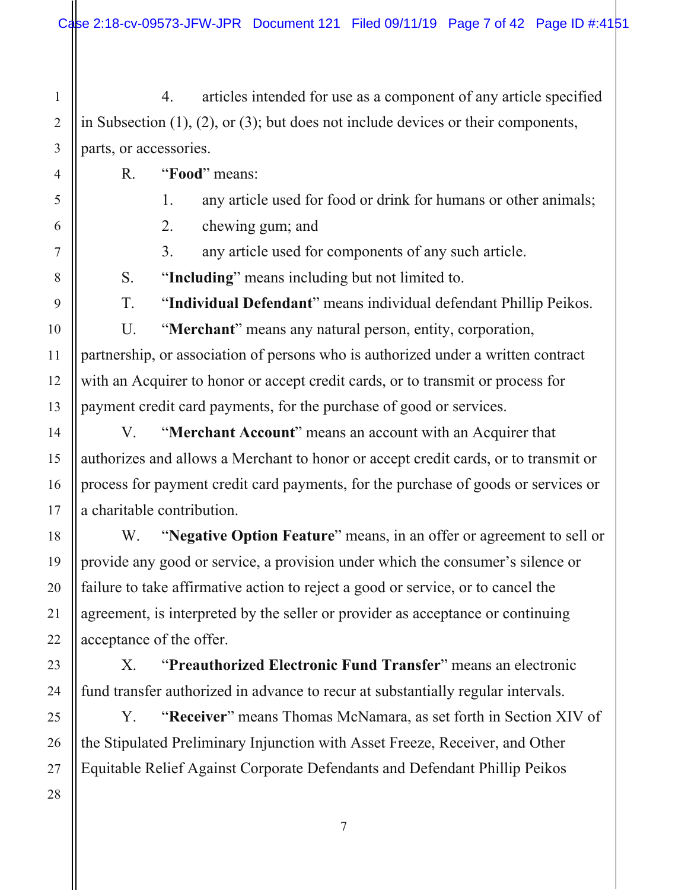4. articles intended for use as a component of any article specified in Subsection (1), (2), or (3); but does not include devices or their components, parts, or accessories.

R. "**Food**" means:

1. any article used for food or drink for humans or other animals;
2. chewing gum; and
3. any article used for components of any such article.

S. "**Including**" means including but not limited to.

T. "**Individual Defendant**" means individual defendant Phillip Peikos.

U. "**Merchant**" means any natural person, entity, corporation, partnership, or association of persons who is authorized under a written contract with an Acquirer to honor or accept credit cards, or to transmit or process for payment credit card payments, for the purchase of good or services.

V. "**Merchant Account**" means an account with an Acquirer that authorizes and allows a Merchant to honor or accept credit cards, or to transmit or process for payment credit card payments, for the purchase of goods or services or a charitable contribution.

W. "**Negative Option Feature**" means, in an offer or agreement to sell or provide any good or service, a provision under which the consumer's silence or failure to take affirmative action to reject a good or service, or to cancel the agreement, is interpreted by the seller or provider as acceptance or continuing acceptance of the offer.

X. "**Preauthorized Electronic Fund Transfer**" means an electronic fund transfer authorized in advance to recur at substantially regular intervals.

Y. "**Receiver**" means Thomas McNamara, as set forth in Section XIV of the Stipulated Preliminary Injunction with Asset Freeze, Receiver, and Other Equitable Relief Against Corporate Defendants and Defendant Phillip Peikos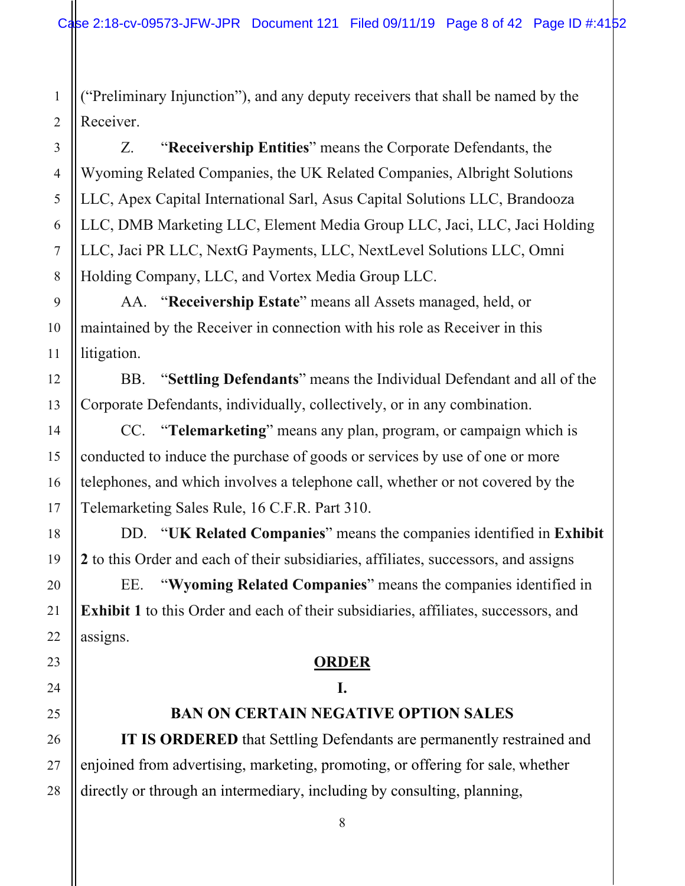("Preliminary Injunction"), and any deputy receivers that shall be named by the Receiver.

Z. "**Receivership Entities**" means the Corporate Defendants, the Wyoming Related Companies, the UK Related Companies, Albright Solutions LLC, Apex Capital International Sarl, Asus Capital Solutions LLC, Brandooza LLC, DMB Marketing LLC, Element Media Group LLC, Jaci, LLC, Jaci Holding LLC, Jaci PR LLC, NextG Payments, LLC, NextLevel Solutions LLC, Omni Holding Company, LLC, and Vortex Media Group LLC.

AA. "**Receivership Estate**" means all Assets managed, held, or maintained by the Receiver in connection with his role as Receiver in this litigation.

BB. "**Settling Defendants**" means the Individual Defendant and all of the Corporate Defendants, individually, collectively, or in any combination.

CC. "**Telemarketing**" means any plan, program, or campaign which is conducted to induce the purchase of goods or services by use of one or more telephones, and which involves a telephone call, whether or not covered by the Telemarketing Sales Rule, 16 C.F.R. Part 310.

DD. "**UK Related Companies**" means the companies identified in **Exhibit 2** to this Order and each of their subsidiaries, affiliates, successors, and assigns

EE. "**Wyoming Related Companies**" means the companies identified in **Exhibit 1** to this Order and each of their subsidiaries, affiliates, successors, and assigns.

## ORDER

## I.

## BAN ON CERTAIN NEGATIVE OPTION SALES

**IT IS ORDERED** that Settling Defendants are permanently restrained and enjoined from advertising, marketing, promoting, or offering for sale, whether directly or through an intermediary, including by consulting, planning,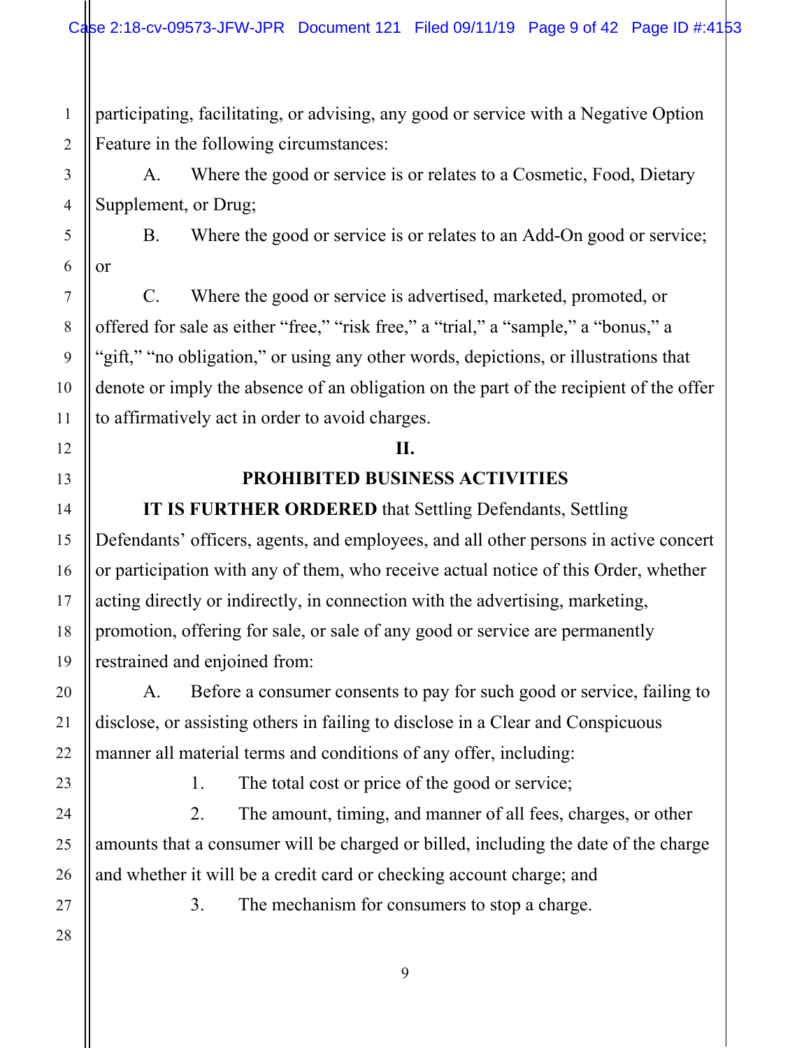participating, facilitating, or advising, any good or service with a Negative Option Feature in the following circumstances:

A. Where the good or service is or relates to a Cosmetic, Food, Dietary Supplement, or Drug;

B. Where the good or service is or relates to an Add-On good or service; or

C. Where the good or service is advertised, marketed, promoted, or offered for sale as either "free," "risk free," a "trial," a "sample," a "bonus," a "gift," "no obligation," or using any other words, depictions, or illustrations that denote or imply the absence of an obligation on the part of the recipient of the offer to affirmatively act in order to avoid charges.

## II.

## PROHIBITED BUSINESS ACTIVITIES

**IT IS FURTHER ORDERED** that Settling Defendants, Settling Defendants' officers, agents, and employees, and all other persons in active concert or participation with any of them, who receive actual notice of this Order, whether acting directly or indirectly, in connection with the advertising, marketing, promotion, offering for sale, or sale of any good or service are permanently restrained and enjoined from:

A. Before a consumer consents to pay for such good or service, failing to disclose, or assisting others in failing to disclose in a Clear and Conspicuous manner all material terms and conditions of any offer, including:

1. The total cost or price of the good or service;

2. The amount, timing, and manner of all fees, charges, or other amounts that a consumer will be charged or billed, including the date of the charge and whether it will be a credit card or checking account charge; and

3. The mechanism for consumers to stop a charge.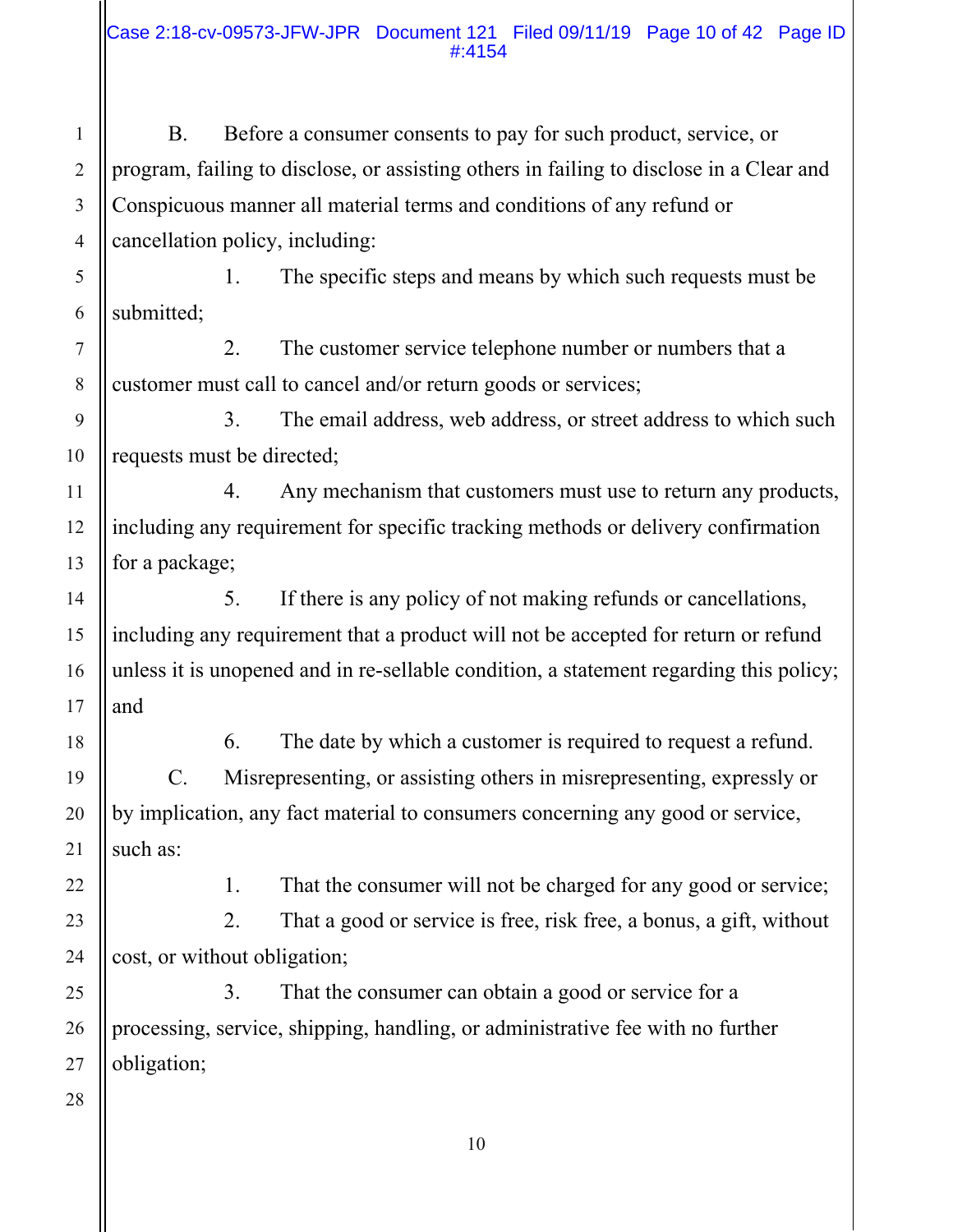B. Before a consumer consents to pay for such product, service, or program, failing to disclose, or assisting others in failing to disclose in a Clear and Conspicuous manner all material terms and conditions of any refund or cancellation policy, including:

1. The specific steps and means by which such requests must be submitted;

2. The customer service telephone number or numbers that a customer must call to cancel and/or return goods or services;

3. The email address, web address, or street address to which such requests must be directed;

4. Any mechanism that customers must use to return any products, including any requirement for specific tracking methods or delivery confirmation for a package;

5. If there is any policy of not making refunds or cancellations, including any requirement that a product will not be accepted for return or refund unless it is unopened and in re-sellable condition, a statement regarding this policy; and

6. The date by which a customer is required to request a refund.

C. Misrepresenting, or assisting others in misrepresenting, expressly or by implication, any fact material to consumers concerning any good or service, such as:

1. That the consumer will not be charged for any good or service;

2. That a good or service is free, risk free, a bonus, a gift, without cost, or without obligation;

3. That the consumer can obtain a good or service for a processing, service, shipping, handling, or administrative fee with no further obligation;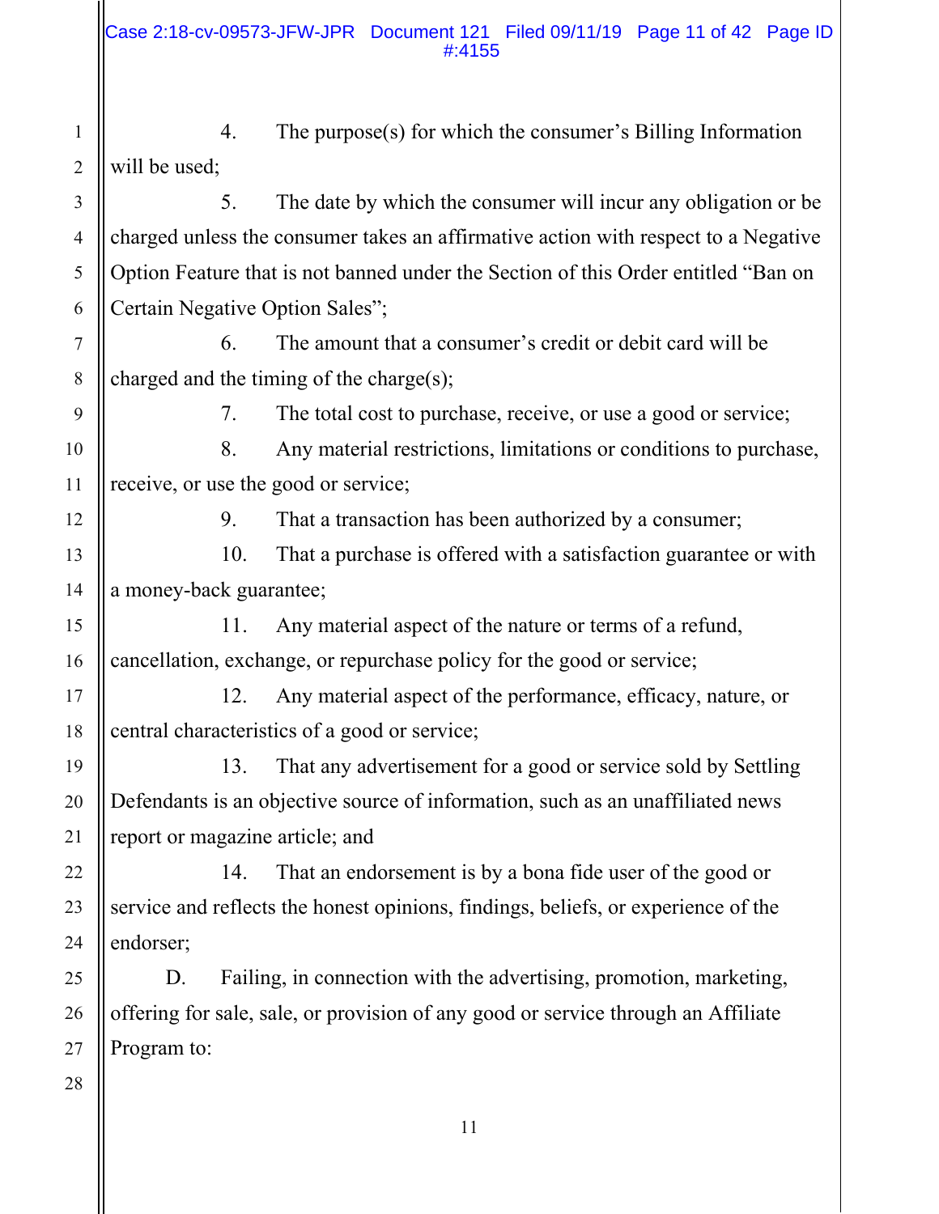4. The purpose(s) for which the consumer's Billing Information will be used;

5. The date by which the consumer will incur any obligation or be charged unless the consumer takes an affirmative action with respect to a Negative Option Feature that is not banned under the Section of this Order entitled "Ban on Certain Negative Option Sales";

6. The amount that a consumer's credit or debit card will be charged and the timing of the charge(s);

7. The total cost to purchase, receive, or use a good or service;

8. Any material restrictions, limitations or conditions to purchase, receive, or use the good or service;

9. That a transaction has been authorized by a consumer;

10. That a purchase is offered with a satisfaction guarantee or with a money-back guarantee;

11. Any material aspect of the nature or terms of a refund, cancellation, exchange, or repurchase policy for the good or service;

12. Any material aspect of the performance, efficacy, nature, or central characteristics of a good or service;

13. That any advertisement for a good or service sold by Settling Defendants is an objective source of information, such as an unaffiliated news report or magazine article; and

14. That an endorsement is by a bona fide user of the good or service and reflects the honest opinions, findings, beliefs, or experience of the endorser;

D. Failing, in connection with the advertising, promotion, marketing, offering for sale, sale, or provision of any good or service through an Affiliate Program to: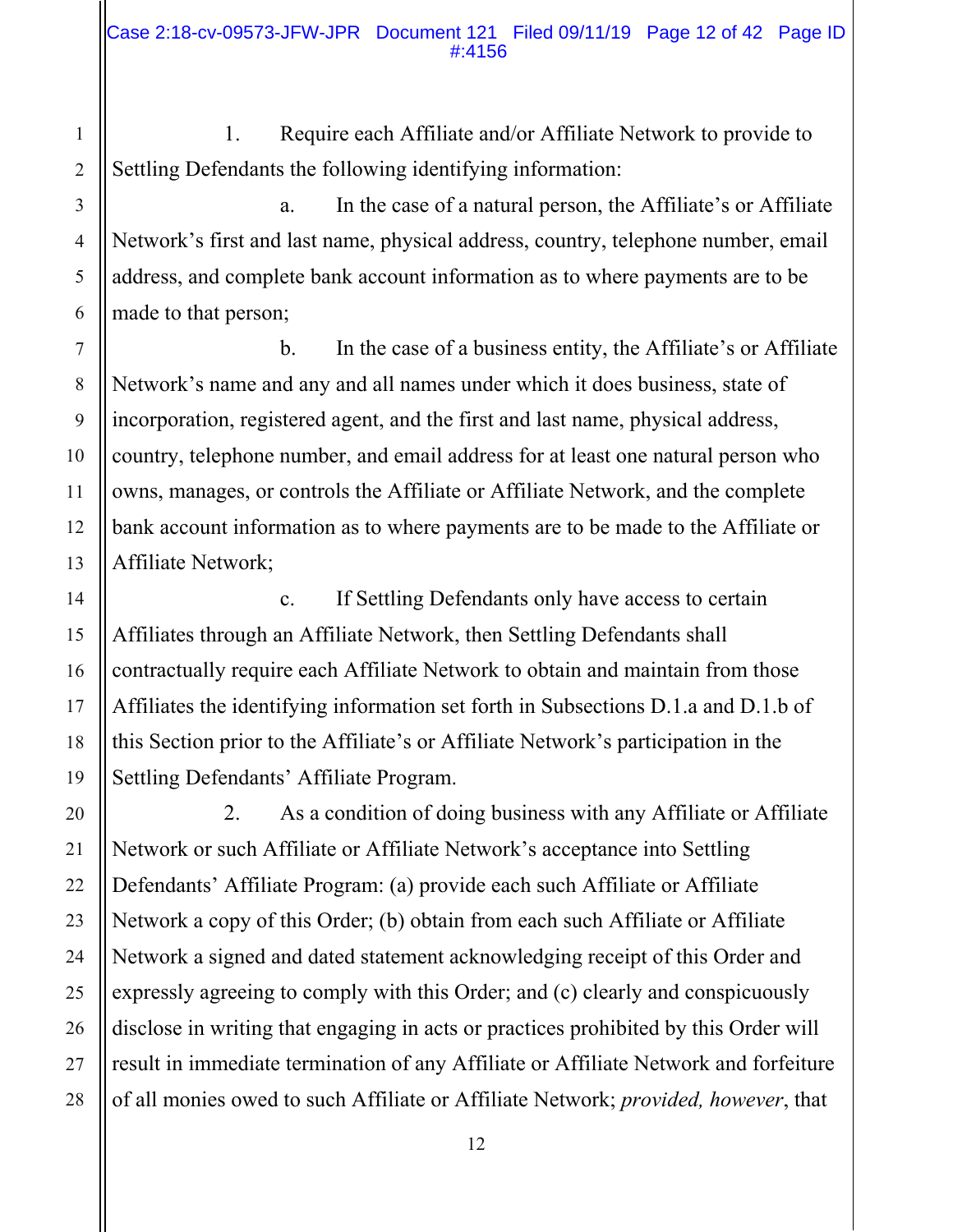1. Require each Affiliate and/or Affiliate Network to provide to Settling Defendants the following identifying information:

   a. In the case of a natural person, the Affiliate's or Affiliate Network's first and last name, physical address, country, telephone number, email address, and complete bank account information as to where payments are to be made to that person;

   b. In the case of a business entity, the Affiliate's or Affiliate Network's name and any and all names under which it does business, state of incorporation, registered agent, and the first and last name, physical address, country, telephone number, and email address for at least one natural person who owns, manages, or controls the Affiliate or Affiliate Network, and the complete bank account information as to where payments are to be made to the Affiliate or Affiliate Network;

   c. If Settling Defendants only have access to certain Affiliates through an Affiliate Network, then Settling Defendants shall contractually require each Affiliate Network to obtain and maintain from those Affiliates the identifying information set forth in Subsections D.1.a and D.1.b of this Section prior to the Affiliate's or Affiliate Network's participation in the Settling Defendants' Affiliate Program.

2. As a condition of doing business with any Affiliate or Affiliate Network or such Affiliate or Affiliate Network's acceptance into Settling Defendants' Affiliate Program: (a) provide each such Affiliate or Affiliate Network a copy of this Order; (b) obtain from each such Affiliate or Affiliate Network a signed and dated statement acknowledging receipt of this Order and expressly agreeing to comply with this Order; and (c) clearly and conspicuously disclose in writing that engaging in acts or practices prohibited by this Order will result in immediate termination of any Affiliate or Affiliate Network and forfeiture of all monies owed to such Affiliate or Affiliate Network; *provided, however*, that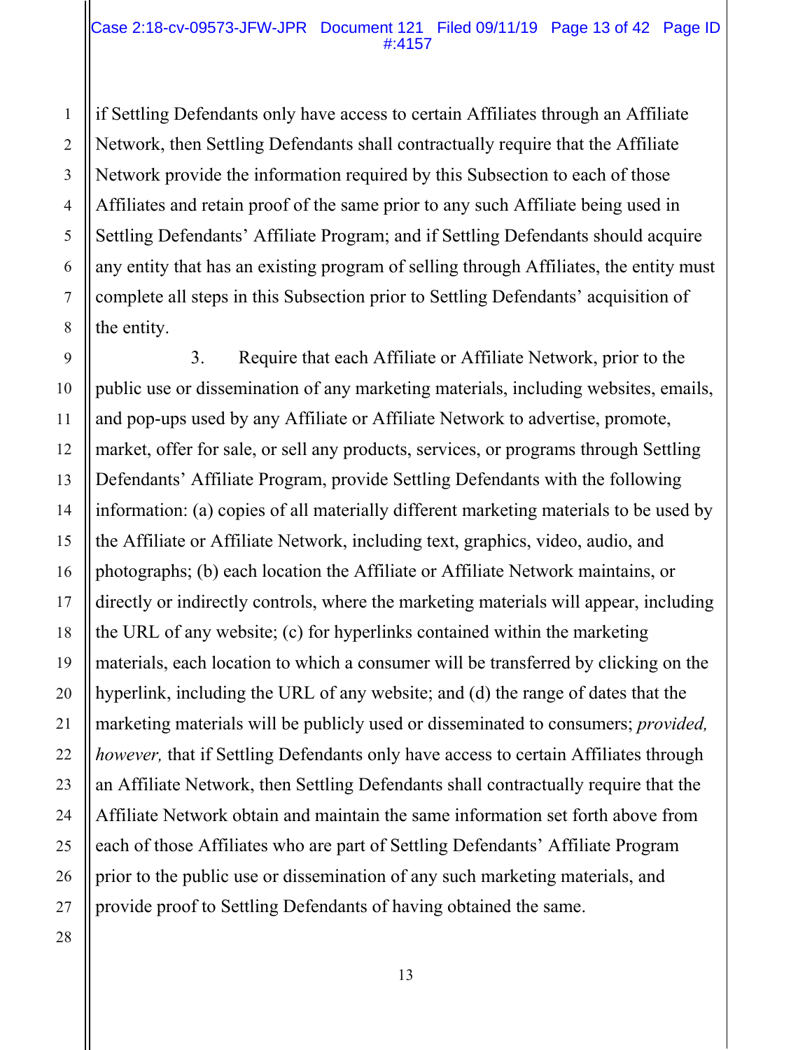if Settling Defendants only have access to certain Affiliates through an Affiliate Network, then Settling Defendants shall contractually require that the Affiliate Network provide the information required by this Subsection to each of those Affiliates and retain proof of the same prior to any such Affiliate being used in Settling Defendants' Affiliate Program; and if Settling Defendants should acquire any entity that has an existing program of selling through Affiliates, the entity must complete all steps in this Subsection prior to Settling Defendants' acquisition of the entity.

3. Require that each Affiliate or Affiliate Network, prior to the public use or dissemination of any marketing materials, including websites, emails, and pop-ups used by any Affiliate or Affiliate Network to advertise, promote, market, offer for sale, or sell any products, services, or programs through Settling Defendants' Affiliate Program, provide Settling Defendants with the following information: (a) copies of all materially different marketing materials to be used by the Affiliate or Affiliate Network, including text, graphics, video, audio, and photographs; (b) each location the Affiliate or Affiliate Network maintains, or directly or indirectly controls, where the marketing materials will appear, including the URL of any website; (c) for hyperlinks contained within the marketing materials, each location to which a consumer will be transferred by clicking on the hyperlink, including the URL of any website; and (d) the range of dates that the marketing materials will be publicly used or disseminated to consumers; *provided, however,* that if Settling Defendants only have access to certain Affiliates through an Affiliate Network, then Settling Defendants shall contractually require that the Affiliate Network obtain and maintain the same information set forth above from each of those Affiliates who are part of Settling Defendants' Affiliate Program prior to the public use or dissemination of any such marketing materials, and provide proof to Settling Defendants of having obtained the same.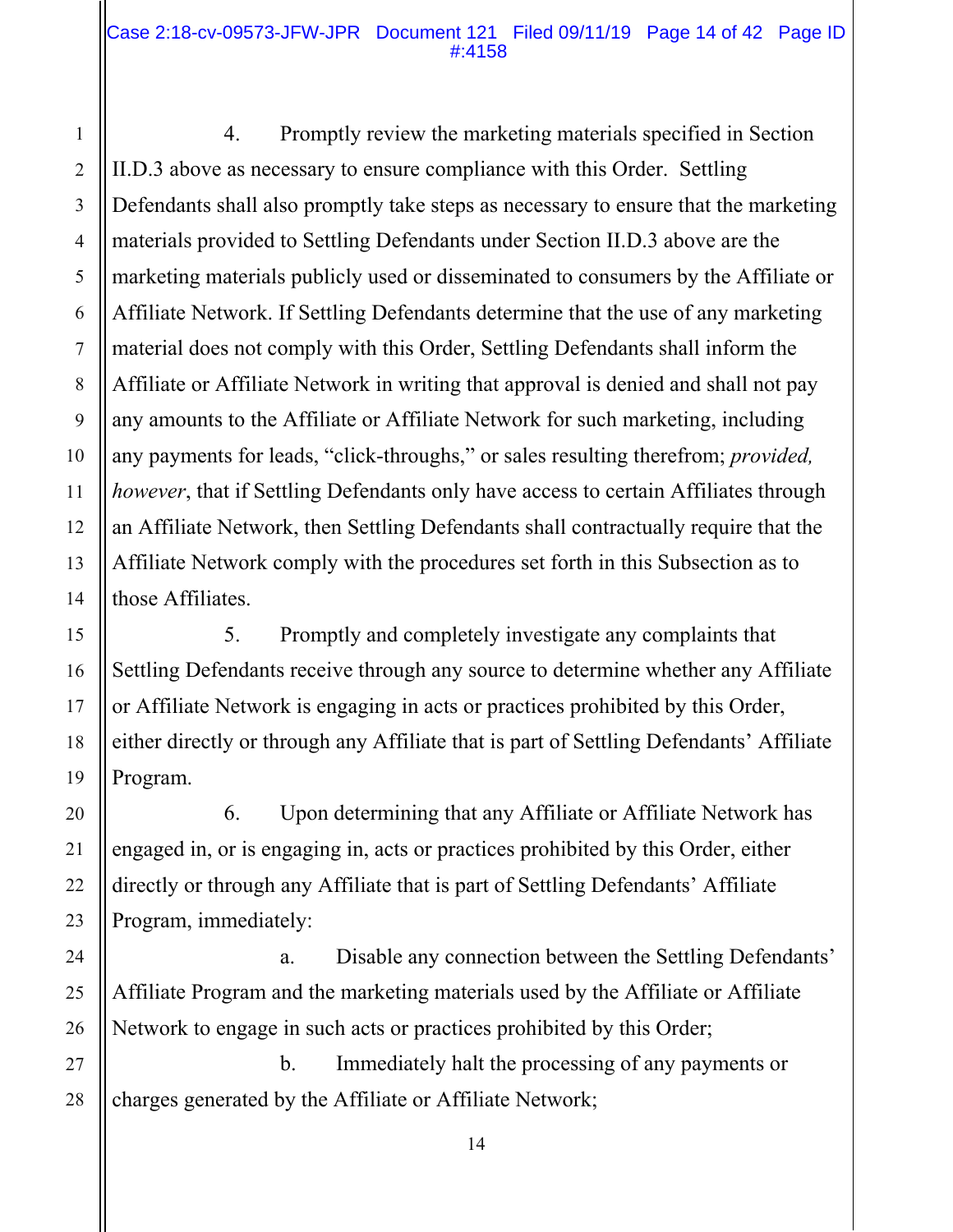4. Promptly review the marketing materials specified in Section II.D.3 above as necessary to ensure compliance with this Order. Settling Defendants shall also promptly take steps as necessary to ensure that the marketing materials provided to Settling Defendants under Section II.D.3 above are the marketing materials publicly used or disseminated to consumers by the Affiliate or Affiliate Network. If Settling Defendants determine that the use of any marketing material does not comply with this Order, Settling Defendants shall inform the Affiliate or Affiliate Network in writing that approval is denied and shall not pay any amounts to the Affiliate or Affiliate Network for such marketing, including any payments for leads, "click-throughs," or sales resulting therefrom; *provided, however*, that if Settling Defendants only have access to certain Affiliates through an Affiliate Network, then Settling Defendants shall contractually require that the Affiliate Network comply with the procedures set forth in this Subsection as to those Affiliates.

5. Promptly and completely investigate any complaints that Settling Defendants receive through any source to determine whether any Affiliate or Affiliate Network is engaging in acts or practices prohibited by this Order, either directly or through any Affiliate that is part of Settling Defendants' Affiliate Program.

6. Upon determining that any Affiliate or Affiliate Network has engaged in, or is engaging in, acts or practices prohibited by this Order, either directly or through any Affiliate that is part of Settling Defendants' Affiliate Program, immediately:

a. Disable any connection between the Settling Defendants' Affiliate Program and the marketing materials used by the Affiliate or Affiliate Network to engage in such acts or practices prohibited by this Order;

b. Immediately halt the processing of any payments or charges generated by the Affiliate or Affiliate Network;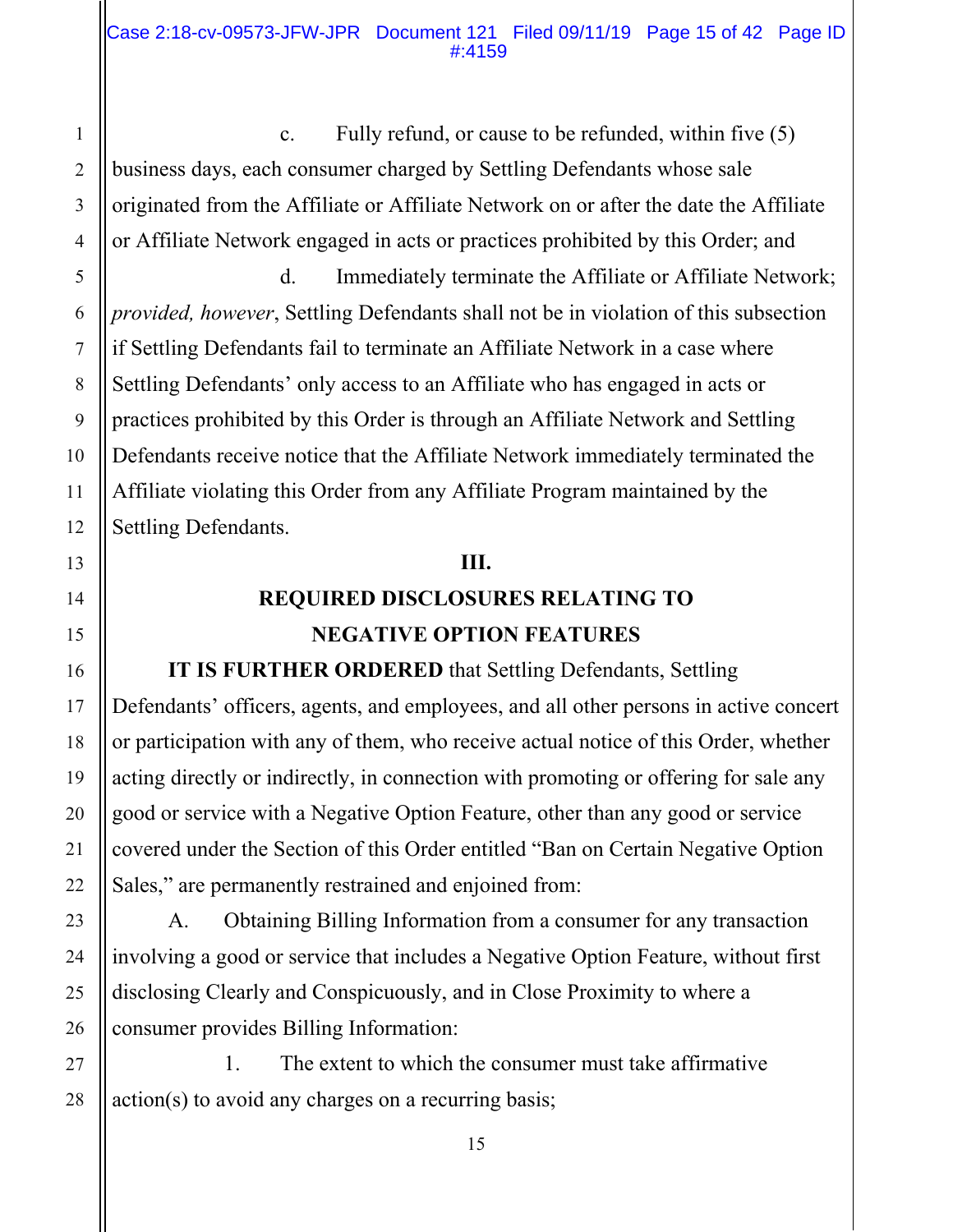c. Fully refund, or cause to be refunded, within five (5) business days, each consumer charged by Settling Defendants whose sale originated from the Affiliate or Affiliate Network on or after the date the Affiliate or Affiliate Network engaged in acts or practices prohibited by this Order; and

d. Immediately terminate the Affiliate or Affiliate Network; *provided, however*, Settling Defendants shall not be in violation of this subsection if Settling Defendants fail to terminate an Affiliate Network in a case where Settling Defendants' only access to an Affiliate who has engaged in acts or practices prohibited by this Order is through an Affiliate Network and Settling Defendants receive notice that the Affiliate Network immediately terminated the Affiliate violating this Order from any Affiliate Program maintained by the Settling Defendants.

## III.

## REQUIRED DISCLOSURES RELATING TO NEGATIVE OPTION FEATURES

**IT IS FURTHER ORDERED** that Settling Defendants, Settling Defendants' officers, agents, and employees, and all other persons in active concert or participation with any of them, who receive actual notice of this Order, whether acting directly or indirectly, in connection with promoting or offering for sale any good or service with a Negative Option Feature, other than any good or service covered under the Section of this Order entitled "Ban on Certain Negative Option Sales," are permanently restrained and enjoined from:

A. Obtaining Billing Information from a consumer for any transaction involving a good or service that includes a Negative Option Feature, without first disclosing Clearly and Conspicuously, and in Close Proximity to where a consumer provides Billing Information:

1. The extent to which the consumer must take affirmative action(s) to avoid any charges on a recurring basis;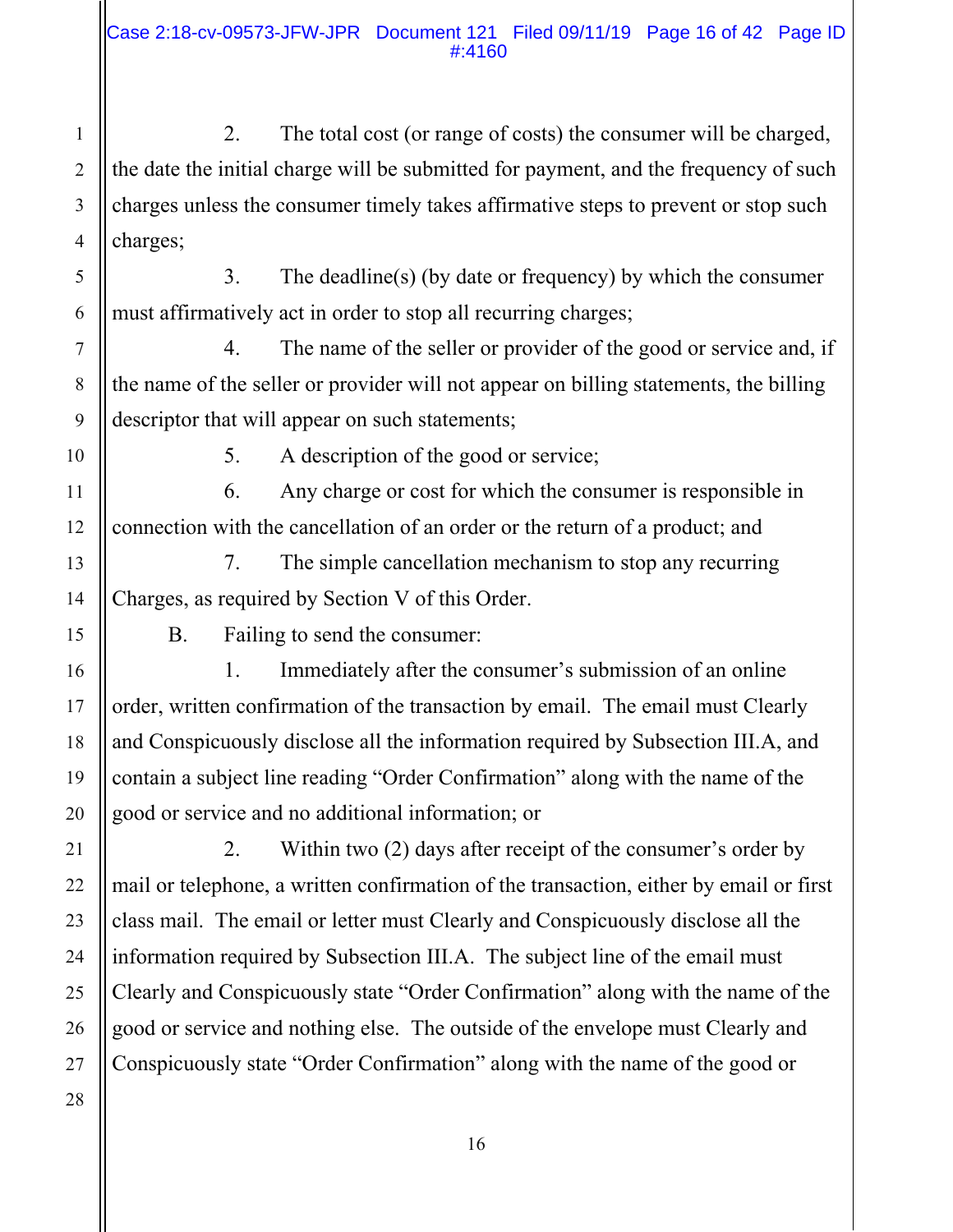2. The total cost (or range of costs) the consumer will be charged, the date the initial charge will be submitted for payment, and the frequency of such charges unless the consumer timely takes affirmative steps to prevent or stop such charges;

3. The deadline(s) (by date or frequency) by which the consumer must affirmatively act in order to stop all recurring charges;

4. The name of the seller or provider of the good or service and, if the name of the seller or provider will not appear on billing statements, the billing descriptor that will appear on such statements;

5. A description of the good or service;

6. Any charge or cost for which the consumer is responsible in connection with the cancellation of an order or the return of a product; and

7. The simple cancellation mechanism to stop any recurring Charges, as required by Section V of this Order.

B. Failing to send the consumer:

1. Immediately after the consumer's submission of an online order, written confirmation of the transaction by email. The email must Clearly and Conspicuously disclose all the information required by Subsection III.A, and contain a subject line reading "Order Confirmation" along with the name of the good or service and no additional information; or

2. Within two (2) days after receipt of the consumer's order by mail or telephone, a written confirmation of the transaction, either by email or first class mail. The email or letter must Clearly and Conspicuously disclose all the information required by Subsection III.A. The subject line of the email must Clearly and Conspicuously state "Order Confirmation" along with the name of the good or service and nothing else. The outside of the envelope must Clearly and Conspicuously state "Order Confirmation" along with the name of the good or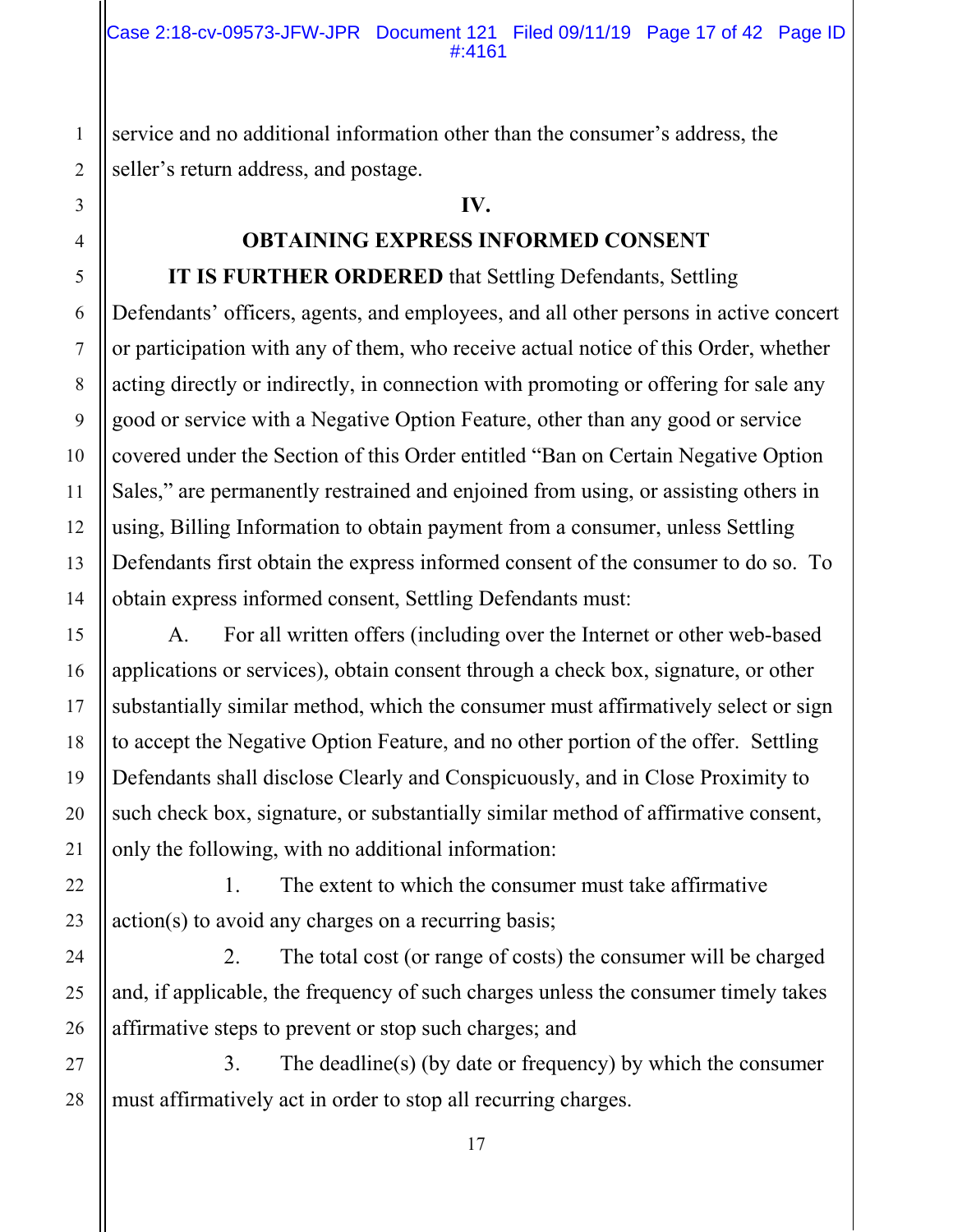service and no additional information other than the consumer's address, the seller's return address, and postage.

## IV.

## OBTAINING EXPRESS INFORMED CONSENT

**IT IS FURTHER ORDERED** that Settling Defendants, Settling Defendants' officers, agents, and employees, and all other persons in active concert or participation with any of them, who receive actual notice of this Order, whether acting directly or indirectly, in connection with promoting or offering for sale any good or service with a Negative Option Feature, other than any good or service covered under the Section of this Order entitled "Ban on Certain Negative Option Sales," are permanently restrained and enjoined from using, or assisting others in using, Billing Information to obtain payment from a consumer, unless Settling Defendants first obtain the express informed consent of the consumer to do so. To obtain express informed consent, Settling Defendants must:

A. For all written offers (including over the Internet or other web-based applications or services), obtain consent through a check box, signature, or other substantially similar method, which the consumer must affirmatively select or sign to accept the Negative Option Feature, and no other portion of the offer. Settling Defendants shall disclose Clearly and Conspicuously, and in Close Proximity to such check box, signature, or substantially similar method of affirmative consent, only the following, with no additional information:

1. The extent to which the consumer must take affirmative action(s) to avoid any charges on a recurring basis;

2. The total cost (or range of costs) the consumer will be charged and, if applicable, the frequency of such charges unless the consumer timely takes affirmative steps to prevent or stop such charges; and

3. The deadline(s) (by date or frequency) by which the consumer must affirmatively act in order to stop all recurring charges.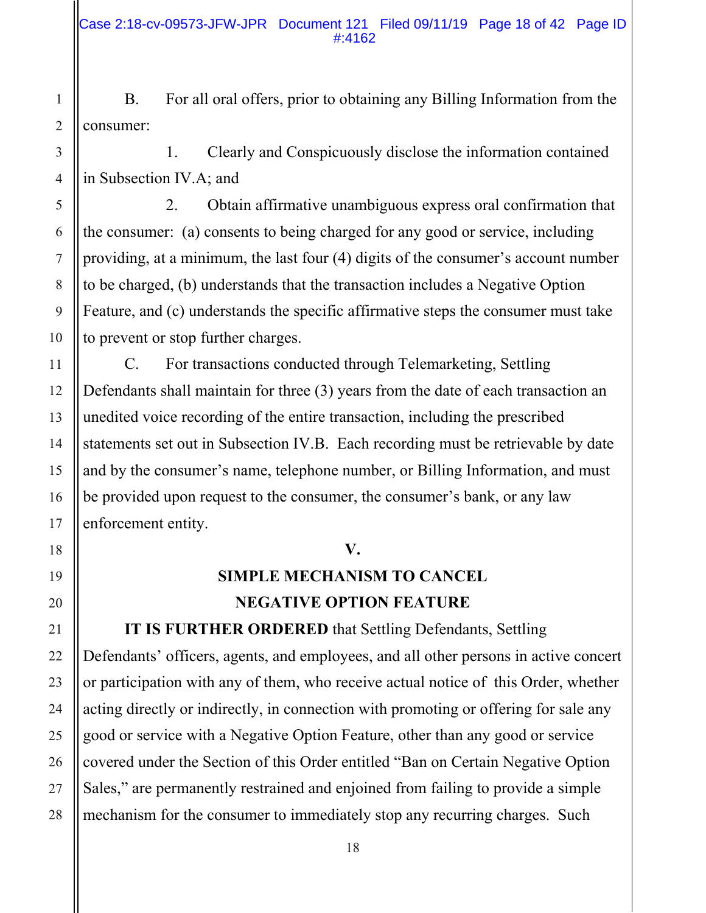B. For all oral offers, prior to obtaining any Billing Information from the consumer:

1. Clearly and Conspicuously disclose the information contained in Subsection IV.A; and

2. Obtain affirmative unambiguous express oral confirmation that the consumer: (a) consents to being charged for any good or service, including providing, at a minimum, the last four (4) digits of the consumer's account number to be charged, (b) understands that the transaction includes a Negative Option Feature, and (c) understands the specific affirmative steps the consumer must take to prevent or stop further charges.

C. For transactions conducted through Telemarketing, Settling Defendants shall maintain for three (3) years from the date of each transaction an unedited voice recording of the entire transaction, including the prescribed statements set out in Subsection IV.B. Each recording must be retrievable by date and by the consumer's name, telephone number, or Billing Information, and must be provided upon request to the consumer, the consumer's bank, or any law enforcement entity.

## V.

## SIMPLE MECHANISM TO CANCEL NEGATIVE OPTION FEATURE

**IT IS FURTHER ORDERED** that Settling Defendants, Settling Defendants' officers, agents, and employees, and all other persons in active concert or participation with any of them, who receive actual notice of this Order, whether acting directly or indirectly, in connection with promoting or offering for sale any good or service with a Negative Option Feature, other than any good or service covered under the Section of this Order entitled "Ban on Certain Negative Option Sales," are permanently restrained and enjoined from failing to provide a simple mechanism for the consumer to immediately stop any recurring charges. Such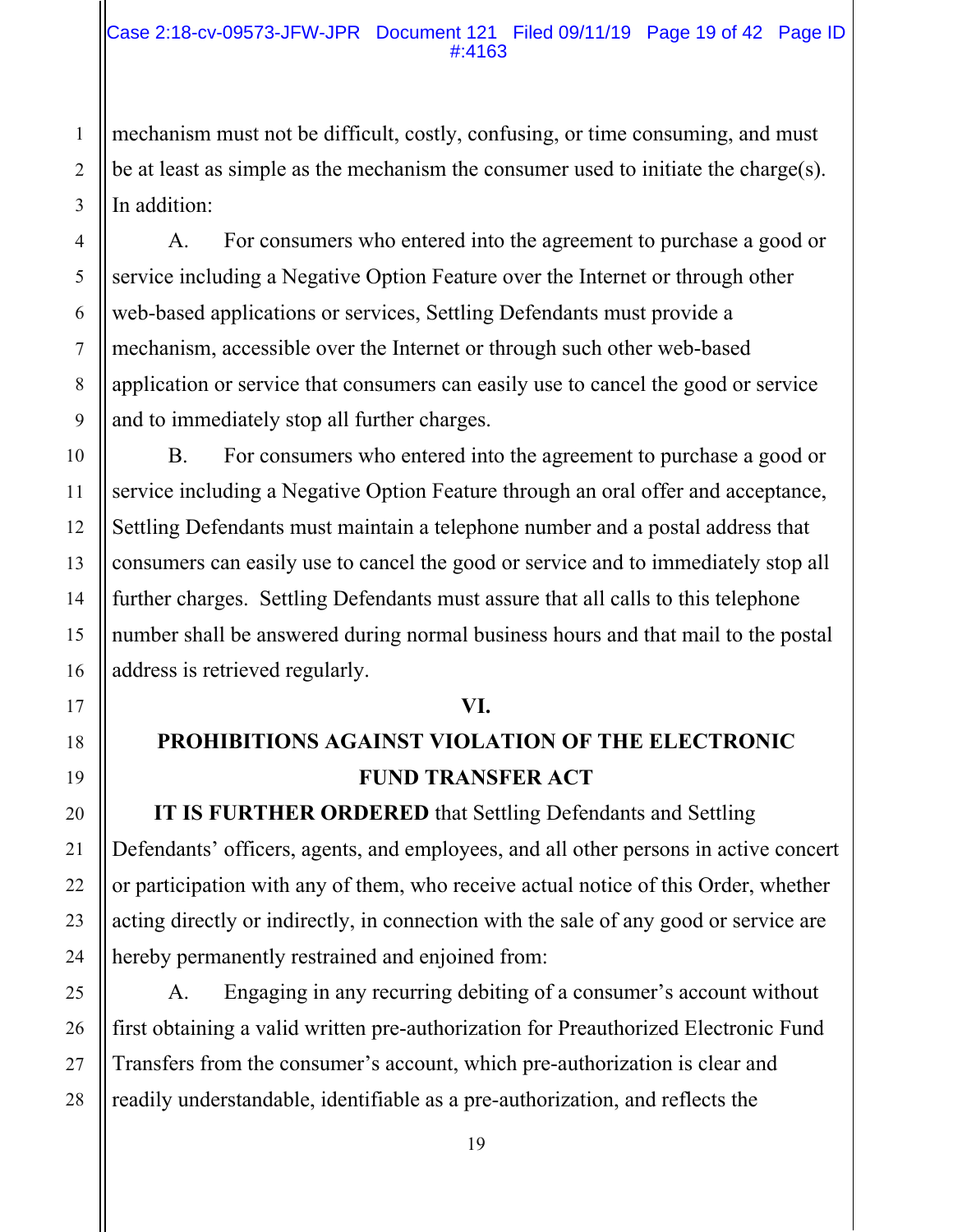mechanism must not be difficult, costly, confusing, or time consuming, and must be at least as simple as the mechanism the consumer used to initiate the charge(s). In addition:

A. For consumers who entered into the agreement to purchase a good or service including a Negative Option Feature over the Internet or through other web-based applications or services, Settling Defendants must provide a mechanism, accessible over the Internet or through such other web-based application or service that consumers can easily use to cancel the good or service and to immediately stop all further charges.

B. For consumers who entered into the agreement to purchase a good or service including a Negative Option Feature through an oral offer and acceptance, Settling Defendants must maintain a telephone number and a postal address that consumers can easily use to cancel the good or service and to immediately stop all further charges. Settling Defendants must assure that all calls to this telephone number shall be answered during normal business hours and that mail to the postal address is retrieved regularly.

## VI.

## PROHIBITIONS AGAINST VIOLATION OF THE ELECTRONIC FUND TRANSFER ACT

**IT IS FURTHER ORDERED** that Settling Defendants and Settling Defendants' officers, agents, and employees, and all other persons in active concert or participation with any of them, who receive actual notice of this Order, whether acting directly or indirectly, in connection with the sale of any good or service are hereby permanently restrained and enjoined from:

A. Engaging in any recurring debiting of a consumer's account without first obtaining a valid written pre-authorization for Preauthorized Electronic Fund Transfers from the consumer's account, which pre-authorization is clear and readily understandable, identifiable as a pre-authorization, and reflects the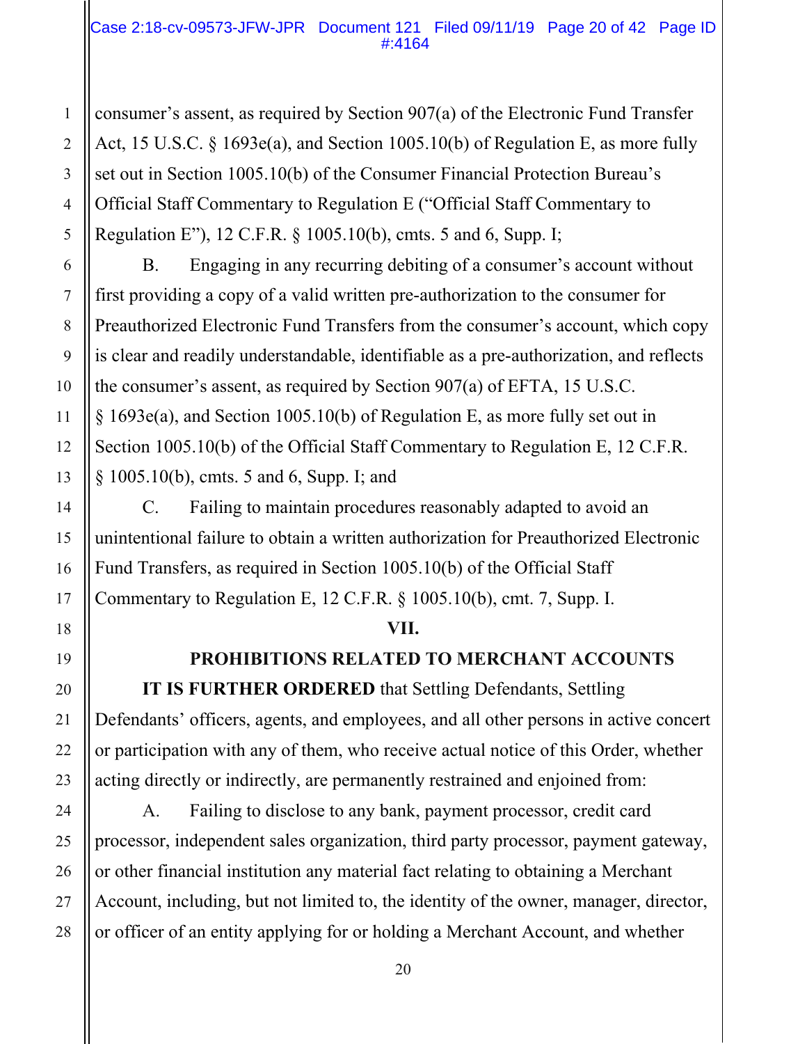consumer's assent, as required by Section 907(a) of the Electronic Fund Transfer Act, 15 U.S.C. § 1693e(a), and Section 1005.10(b) of Regulation E, as more fully set out in Section 1005.10(b) of the Consumer Financial Protection Bureau's Official Staff Commentary to Regulation E ("Official Staff Commentary to Regulation E"), 12 C.F.R. § 1005.10(b), cmts. 5 and 6, Supp. I;

B. Engaging in any recurring debiting of a consumer's account without first providing a copy of a valid written pre-authorization to the consumer for Preauthorized Electronic Fund Transfers from the consumer's account, which copy is clear and readily understandable, identifiable as a pre-authorization, and reflects the consumer's assent, as required by Section 907(a) of EFTA, 15 U.S.C. § 1693e(a), and Section 1005.10(b) of Regulation E, as more fully set out in Section 1005.10(b) of the Official Staff Commentary to Regulation E, 12 C.F.R. § 1005.10(b), cmts. 5 and 6, Supp. I; and

C. Failing to maintain procedures reasonably adapted to avoid an unintentional failure to obtain a written authorization for Preauthorized Electronic Fund Transfers, as required in Section 1005.10(b) of the Official Staff Commentary to Regulation E, 12 C.F.R. § 1005.10(b), cmt. 7, Supp. I.

## VII.

## PROHIBITIONS RELATED TO MERCHANT ACCOUNTS

**IT IS FURTHER ORDERED** that Settling Defendants, Settling Defendants' officers, agents, and employees, and all other persons in active concert or participation with any of them, who receive actual notice of this Order, whether acting directly or indirectly, are permanently restrained and enjoined from:

A. Failing to disclose to any bank, payment processor, credit card processor, independent sales organization, third party processor, payment gateway, or other financial institution any material fact relating to obtaining a Merchant Account, including, but not limited to, the identity of the owner, manager, director, or officer of an entity applying for or holding a Merchant Account, and whether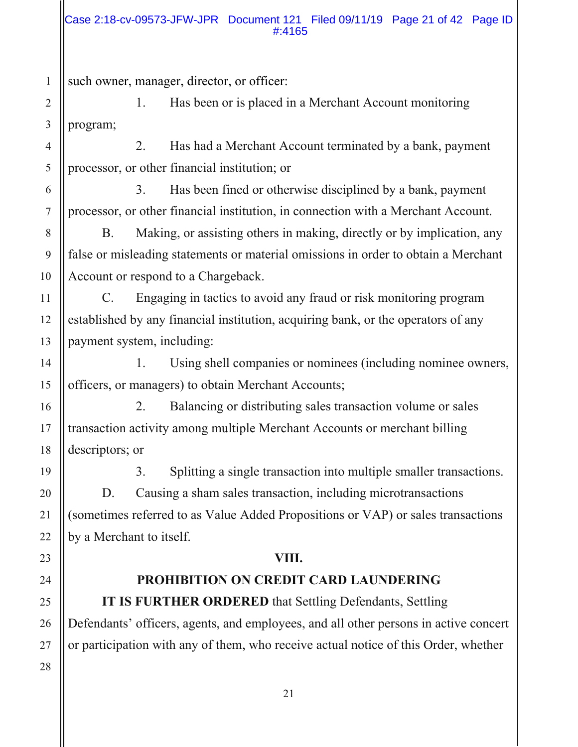such owner, manager, director, or officer:

1. Has been or is placed in a Merchant Account monitoring program;

2. Has had a Merchant Account terminated by a bank, payment processor, or other financial institution; or

3. Has been fined or otherwise disciplined by a bank, payment processor, or other financial institution, in connection with a Merchant Account.

B. Making, or assisting others in making, directly or by implication, any false or misleading statements or material omissions in order to obtain a Merchant Account or respond to a Chargeback.

C. Engaging in tactics to avoid any fraud or risk monitoring program established by any financial institution, acquiring bank, or the operators of any payment system, including:

1. Using shell companies or nominees (including nominee owners, officers, or managers) to obtain Merchant Accounts;

2. Balancing or distributing sales transaction volume or sales transaction activity among multiple Merchant Accounts or merchant billing descriptors; or

3. Splitting a single transaction into multiple smaller transactions.

D. Causing a sham sales transaction, including microtransactions (sometimes referred to as Value Added Propositions or VAP) or sales transactions by a Merchant to itself.

## VIII.

## PROHIBITION ON CREDIT CARD LAUNDERING

**IT IS FURTHER ORDERED** that Settling Defendants, Settling Defendants' officers, agents, and employees, and all other persons in active concert or participation with any of them, who receive actual notice of this Order, whether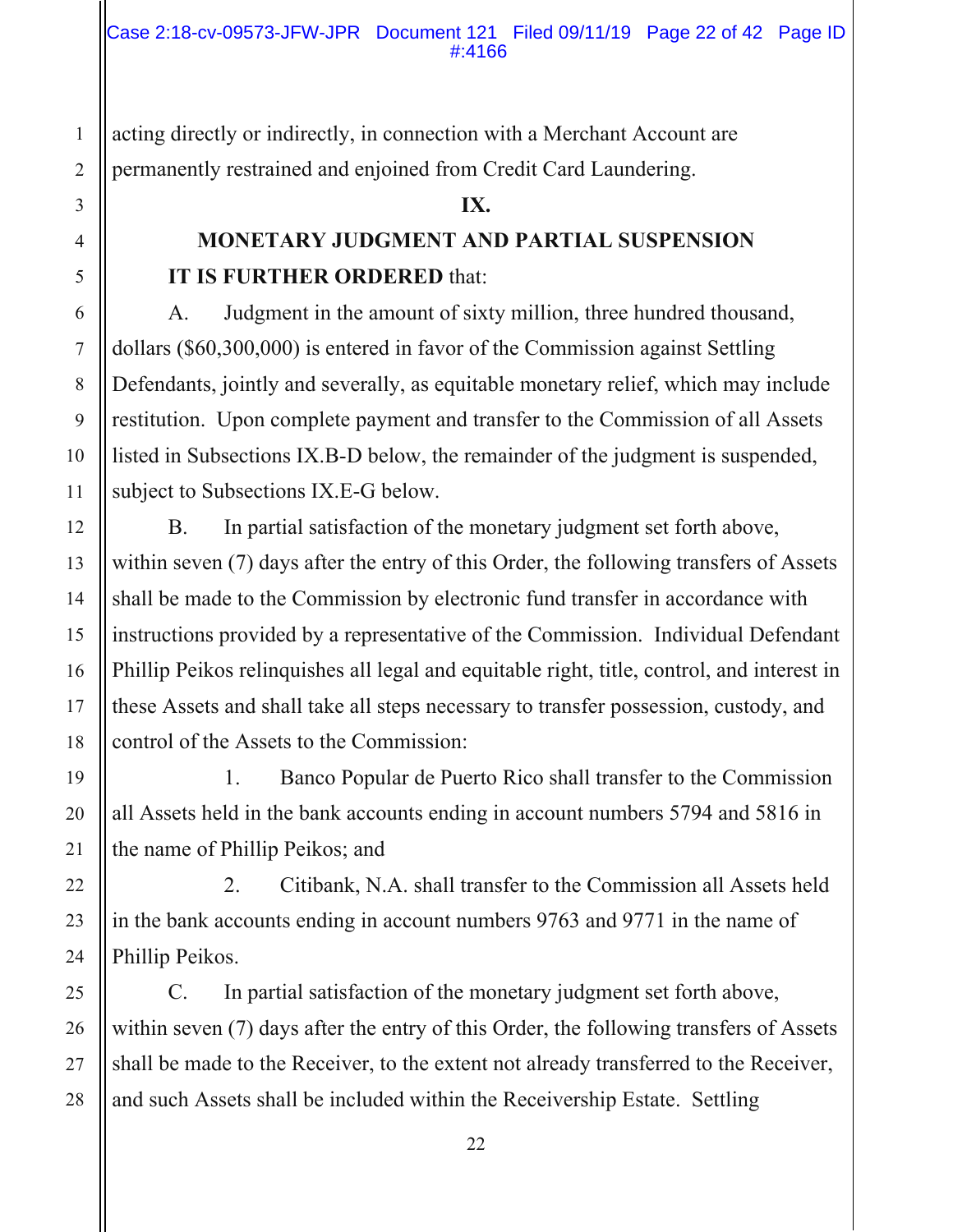acting directly or indirectly, in connection with a Merchant Account are permanently restrained and enjoined from Credit Card Laundering.

## IX.

## MONETARY JUDGMENT AND PARTIAL SUSPENSION

**IT IS FURTHER ORDERED** that:

A. Judgment in the amount of sixty million, three hundred thousand, dollars ($60,300,000) is entered in favor of the Commission against Settling Defendants, jointly and severally, as equitable monetary relief, which may include restitution. Upon complete payment and transfer to the Commission of all Assets listed in Subsections IX.B-D below, the remainder of the judgment is suspended, subject to Subsections IX.E-G below.

B. In partial satisfaction of the monetary judgment set forth above, within seven (7) days after the entry of this Order, the following transfers of Assets shall be made to the Commission by electronic fund transfer in accordance with instructions provided by a representative of the Commission. Individual Defendant Phillip Peikos relinquishes all legal and equitable right, title, control, and interest in these Assets and shall take all steps necessary to transfer possession, custody, and control of the Assets to the Commission:

1. Banco Popular de Puerto Rico shall transfer to the Commission all Assets held in the bank accounts ending in account numbers 5794 and 5816 in the name of Phillip Peikos; and

2. Citibank, N.A. shall transfer to the Commission all Assets held in the bank accounts ending in account numbers 9763 and 9771 in the name of Phillip Peikos.

C. In partial satisfaction of the monetary judgment set forth above, within seven (7) days after the entry of this Order, the following transfers of Assets shall be made to the Receiver, to the extent not already transferred to the Receiver, and such Assets shall be included within the Receivership Estate. Settling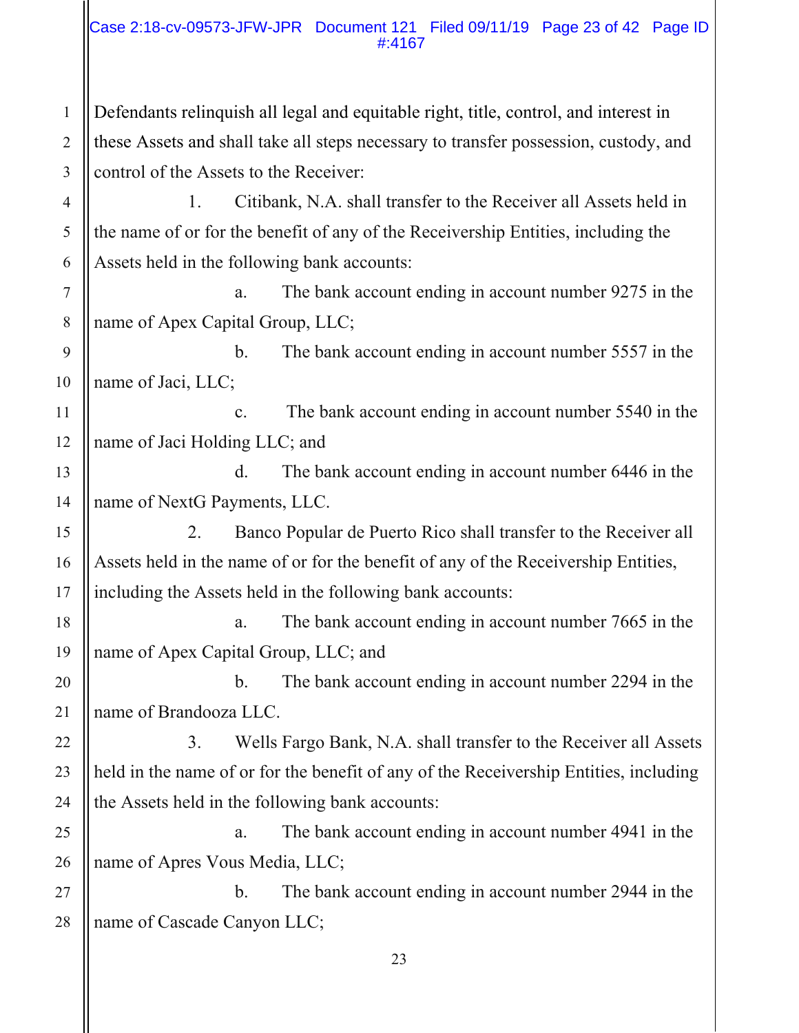Defendants relinquish all legal and equitable right, title, control, and interest in these Assets and shall take all steps necessary to transfer possession, custody, and control of the Assets to the Receiver:

1. Citibank, N.A. shall transfer to the Receiver all Assets held in the name of or for the benefit of any of the Receivership Entities, including the Assets held in the following bank accounts:

   a. The bank account ending in account number 9275 in the name of Apex Capital Group, LLC;

   b. The bank account ending in account number 5557 in the name of Jaci, LLC;

   c. The bank account ending in account number 5540 in the name of Jaci Holding LLC; and

   d. The bank account ending in account number 6446 in the name of NextG Payments, LLC.

2. Banco Popular de Puerto Rico shall transfer to the Receiver all Assets held in the name of or for the benefit of any of the Receivership Entities, including the Assets held in the following bank accounts:

   a. The bank account ending in account number 7665 in the name of Apex Capital Group, LLC; and

   b. The bank account ending in account number 2294 in the name of Brandooza LLC.

3. Wells Fargo Bank, N.A. shall transfer to the Receiver all Assets held in the name of or for the benefit of any of the Receivership Entities, including the Assets held in the following bank accounts:

   a. The bank account ending in account number 4941 in the name of Apres Vous Media, LLC;

   b. The bank account ending in account number 2944 in the name of Cascade Canyon LLC;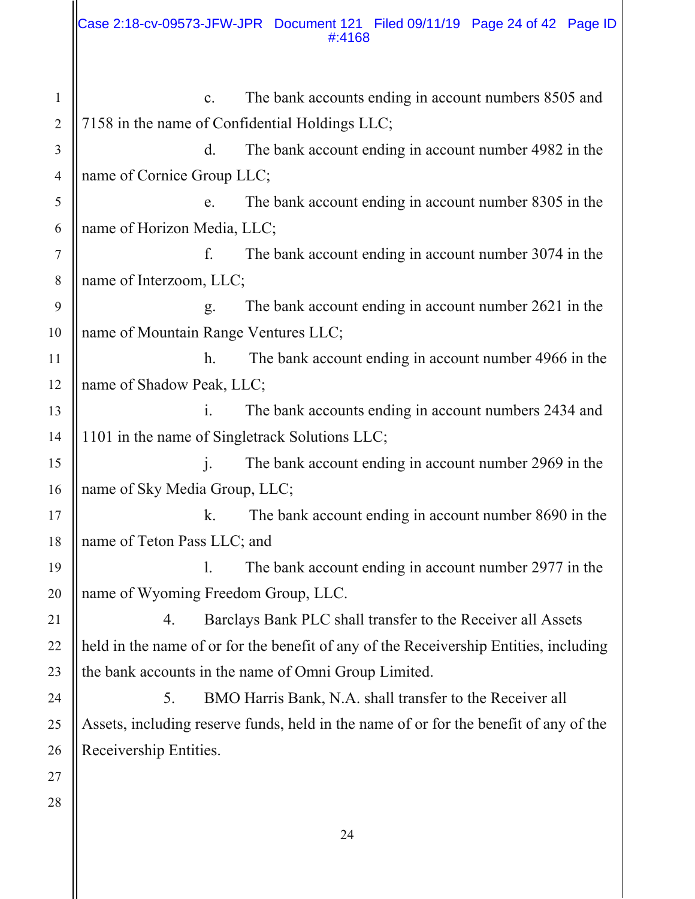c. The bank accounts ending in account numbers 8505 and 7158 in the name of Confidential Holdings LLC;

d. The bank account ending in account number 4982 in the name of Cornice Group LLC;

e. The bank account ending in account number 8305 in the name of Horizon Media, LLC;

f. The bank account ending in account number 3074 in the name of Interzoom, LLC;

g. The bank account ending in account number 2621 in the name of Mountain Range Ventures LLC;

h. The bank account ending in account number 4966 in the name of Shadow Peak, LLC;

i. The bank accounts ending in account numbers 2434 and 1101 in the name of Singletrack Solutions LLC;

j. The bank account ending in account number 2969 in the name of Sky Media Group, LLC;

k. The bank account ending in account number 8690 in the name of Teton Pass LLC; and

l. The bank account ending in account number 2977 in the name of Wyoming Freedom Group, LLC.

4. Barclays Bank PLC shall transfer to the Receiver all Assets held in the name of or for the benefit of any of the Receivership Entities, including the bank accounts in the name of Omni Group Limited.

5. BMO Harris Bank, N.A. shall transfer to the Receiver all Assets, including reserve funds, held in the name of or for the benefit of any of the Receivership Entities.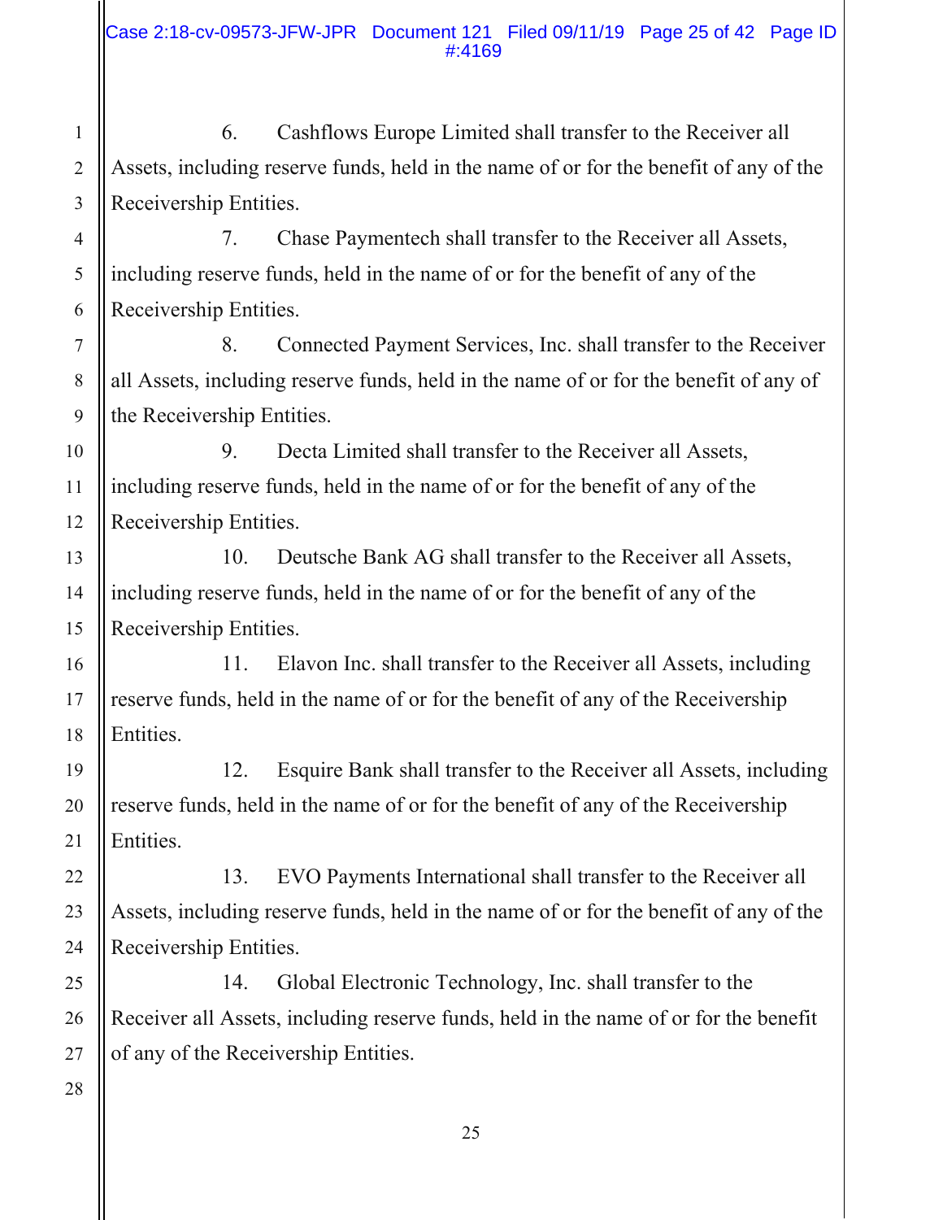6. Cashflows Europe Limited shall transfer to the Receiver all Assets, including reserve funds, held in the name of or for the benefit of any of the Receivership Entities.

7. Chase Paymentech shall transfer to the Receiver all Assets, including reserve funds, held in the name of or for the benefit of any of the Receivership Entities.

8. Connected Payment Services, Inc. shall transfer to the Receiver all Assets, including reserve funds, held in the name of or for the benefit of any of the Receivership Entities.

9. Decta Limited shall transfer to the Receiver all Assets, including reserve funds, held in the name of or for the benefit of any of the Receivership Entities.

10. Deutsche Bank AG shall transfer to the Receiver all Assets, including reserve funds, held in the name of or for the benefit of any of the Receivership Entities.

11. Elavon Inc. shall transfer to the Receiver all Assets, including reserve funds, held in the name of or for the benefit of any of the Receivership Entities.

12. Esquire Bank shall transfer to the Receiver all Assets, including reserve funds, held in the name of or for the benefit of any of the Receivership Entities.

13. EVO Payments International shall transfer to the Receiver all Assets, including reserve funds, held in the name of or for the benefit of any of the Receivership Entities.

14. Global Electronic Technology, Inc. shall transfer to the Receiver all Assets, including reserve funds, held in the name of or for the benefit of any of the Receivership Entities.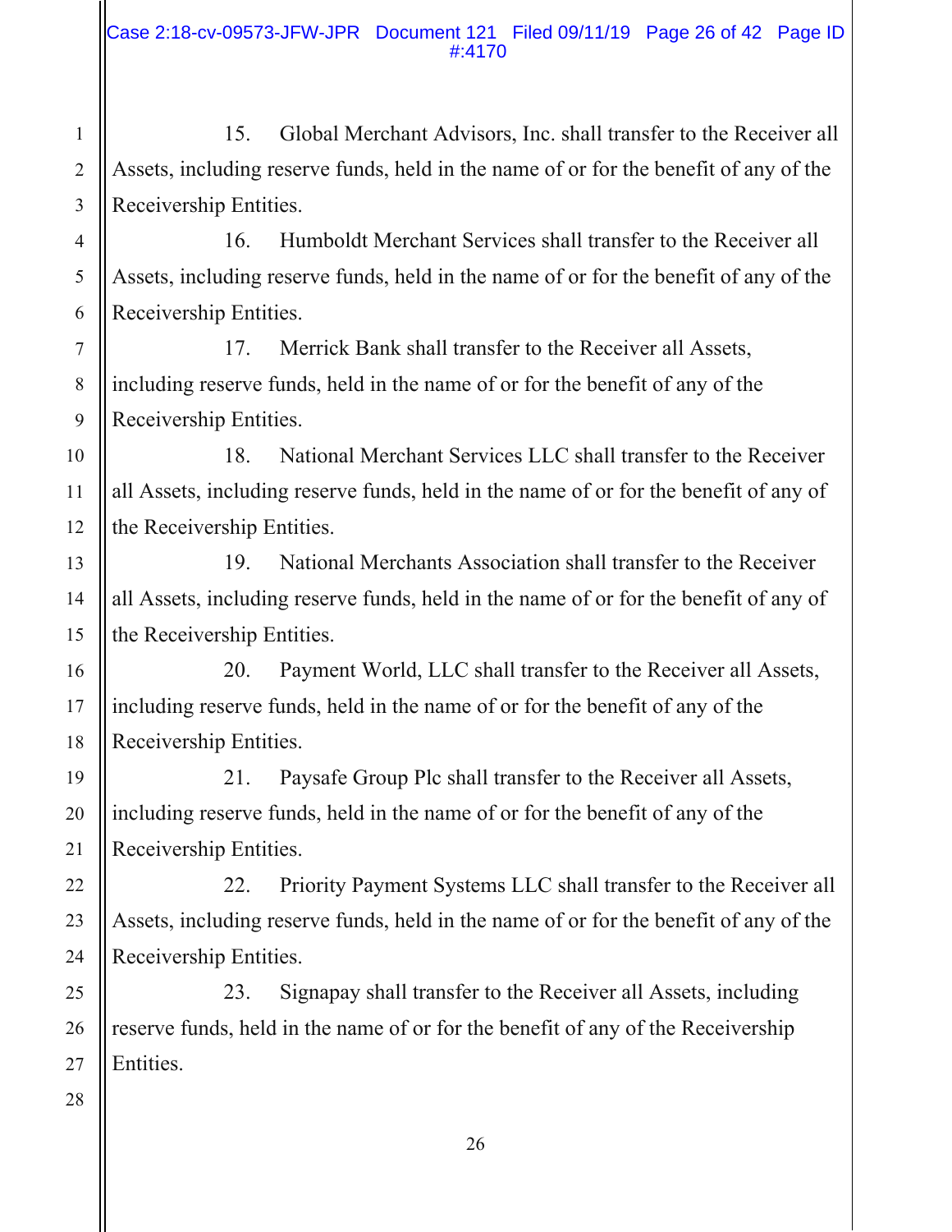15. Global Merchant Advisors, Inc. shall transfer to the Receiver all Assets, including reserve funds, held in the name of or for the benefit of any of the Receivership Entities.

16. Humboldt Merchant Services shall transfer to the Receiver all Assets, including reserve funds, held in the name of or for the benefit of any of the Receivership Entities.

17. Merrick Bank shall transfer to the Receiver all Assets, including reserve funds, held in the name of or for the benefit of any of the Receivership Entities.

18. National Merchant Services LLC shall transfer to the Receiver all Assets, including reserve funds, held in the name of or for the benefit of any of the Receivership Entities.

19. National Merchants Association shall transfer to the Receiver all Assets, including reserve funds, held in the name of or for the benefit of any of the Receivership Entities.

20. Payment World, LLC shall transfer to the Receiver all Assets, including reserve funds, held in the name of or for the benefit of any of the Receivership Entities.

21. Paysafe Group Plc shall transfer to the Receiver all Assets, including reserve funds, held in the name of or for the benefit of any of the Receivership Entities.

22. Priority Payment Systems LLC shall transfer to the Receiver all Assets, including reserve funds, held in the name of or for the benefit of any of the Receivership Entities.

23. Signapay shall transfer to the Receiver all Assets, including reserve funds, held in the name of or for the benefit of any of the Receivership Entities.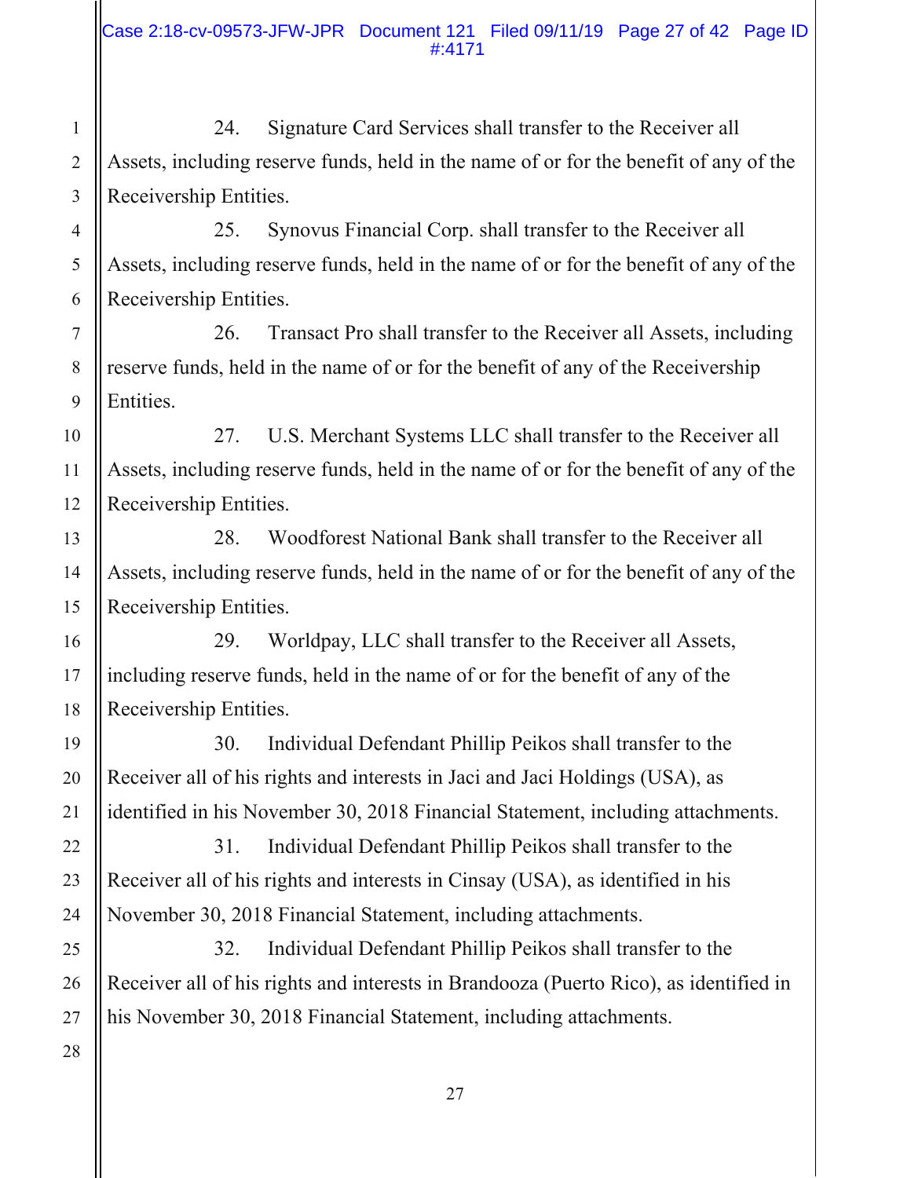24. Signature Card Services shall transfer to the Receiver all Assets, including reserve funds, held in the name of or for the benefit of any of the Receivership Entities.

25. Synovus Financial Corp. shall transfer to the Receiver all Assets, including reserve funds, held in the name of or for the benefit of any of the Receivership Entities.

26. Transact Pro shall transfer to the Receiver all Assets, including reserve funds, held in the name of or for the benefit of any of the Receivership Entities.

27. U.S. Merchant Systems LLC shall transfer to the Receiver all Assets, including reserve funds, held in the name of or for the benefit of any of the Receivership Entities.

28. Woodforest National Bank shall transfer to the Receiver all Assets, including reserve funds, held in the name of or for the benefit of any of the Receivership Entities.

29. Worldpay, LLC shall transfer to the Receiver all Assets, including reserve funds, held in the name of or for the benefit of any of the Receivership Entities.

30. Individual Defendant Phillip Peikos shall transfer to the Receiver all of his rights and interests in Jaci and Jaci Holdings (USA), as identified in his November 30, 2018 Financial Statement, including attachments.

31. Individual Defendant Phillip Peikos shall transfer to the Receiver all of his rights and interests in Cinsay (USA), as identified in his November 30, 2018 Financial Statement, including attachments.

32. Individual Defendant Phillip Peikos shall transfer to the Receiver all of his rights and interests in Brandooza (Puerto Rico), as identified in his November 30, 2018 Financial Statement, including attachments.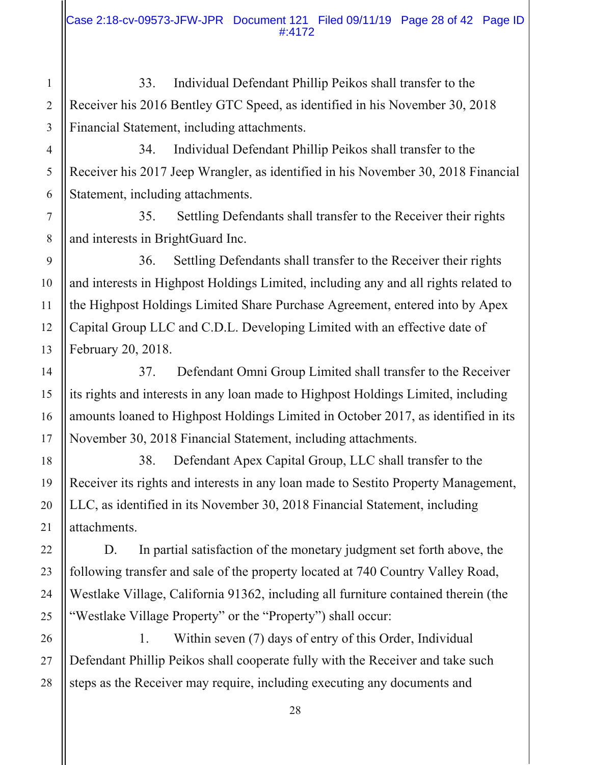33. Individual Defendant Phillip Peikos shall transfer to the Receiver his 2016 Bentley GTC Speed, as identified in his November 30, 2018 Financial Statement, including attachments.

34. Individual Defendant Phillip Peikos shall transfer to the Receiver his 2017 Jeep Wrangler, as identified in his November 30, 2018 Financial Statement, including attachments.

35. Settling Defendants shall transfer to the Receiver their rights and interests in BrightGuard Inc.

36. Settling Defendants shall transfer to the Receiver their rights and interests in Highpost Holdings Limited, including any and all rights related to the Highpost Holdings Limited Share Purchase Agreement, entered into by Apex Capital Group LLC and C.D.L. Developing Limited with an effective date of February 20, 2018.

37. Defendant Omni Group Limited shall transfer to the Receiver its rights and interests in any loan made to Highpost Holdings Limited, including amounts loaned to Highpost Holdings Limited in October 2017, as identified in its November 30, 2018 Financial Statement, including attachments.

38. Defendant Apex Capital Group, LLC shall transfer to the Receiver its rights and interests in any loan made to Sestito Property Management, LLC, as identified in its November 30, 2018 Financial Statement, including attachments.

D. In partial satisfaction of the monetary judgment set forth above, the following transfer and sale of the property located at 740 Country Valley Road, Westlake Village, California 91362, including all furniture contained therein (the "Westlake Village Property" or the "Property") shall occur:

1. Within seven (7) days of entry of this Order, Individual Defendant Phillip Peikos shall cooperate fully with the Receiver and take such steps as the Receiver may require, including executing any documents and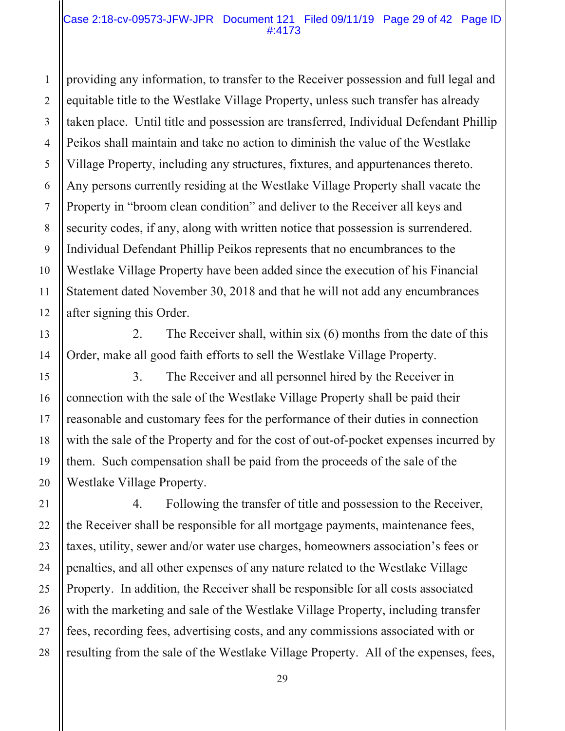providing any information, to transfer to the Receiver possession and full legal and equitable title to the Westlake Village Property, unless such transfer has already taken place. Until title and possession are transferred, Individual Defendant Phillip Peikos shall maintain and take no action to diminish the value of the Westlake Village Property, including any structures, fixtures, and appurtenances thereto. Any persons currently residing at the Westlake Village Property shall vacate the Property in "broom clean condition" and deliver to the Receiver all keys and security codes, if any, along with written notice that possession is surrendered. Individual Defendant Phillip Peikos represents that no encumbrances to the Westlake Village Property have been added since the execution of his Financial Statement dated November 30, 2018 and that he will not add any encumbrances after signing this Order.

2. The Receiver shall, within six (6) months from the date of this Order, make all good faith efforts to sell the Westlake Village Property.

3. The Receiver and all personnel hired by the Receiver in connection with the sale of the Westlake Village Property shall be paid their reasonable and customary fees for the performance of their duties in connection with the sale of the Property and for the cost of out-of-pocket expenses incurred by them. Such compensation shall be paid from the proceeds of the sale of the Westlake Village Property.

4. Following the transfer of title and possession to the Receiver, the Receiver shall be responsible for all mortgage payments, maintenance fees, taxes, utility, sewer and/or water use charges, homeowners association's fees or penalties, and all other expenses of any nature related to the Westlake Village Property. In addition, the Receiver shall be responsible for all costs associated with the marketing and sale of the Westlake Village Property, including transfer fees, recording fees, advertising costs, and any commissions associated with or resulting from the sale of the Westlake Village Property. All of the expenses, fees,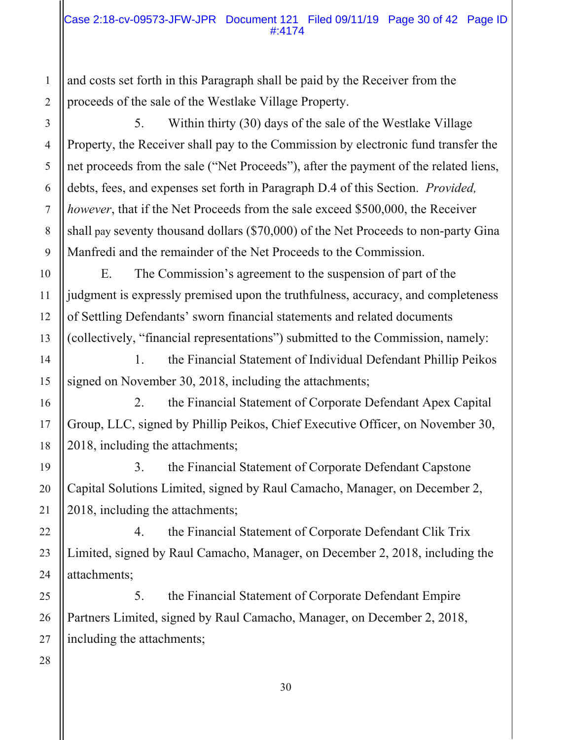and costs set forth in this Paragraph shall be paid by the Receiver from the proceeds of the sale of the Westlake Village Property.

5. Within thirty (30) days of the sale of the Westlake Village Property, the Receiver shall pay to the Commission by electronic fund transfer the net proceeds from the sale ("Net Proceeds"), after the payment of the related liens, debts, fees, and expenses set forth in Paragraph D.4 of this Section. *Provided, however*, that if the Net Proceeds from the sale exceed $500,000, the Receiver shall pay seventy thousand dollars ($70,000) of the Net Proceeds to non-party Gina Manfredi and the remainder of the Net Proceeds to the Commission.

E. The Commission's agreement to the suspension of part of the judgment is expressly premised upon the truthfulness, accuracy, and completeness of Settling Defendants' sworn financial statements and related documents (collectively, "financial representations") submitted to the Commission, namely:

1. the Financial Statement of Individual Defendant Phillip Peikos signed on November 30, 2018, including the attachments;

2. the Financial Statement of Corporate Defendant Apex Capital Group, LLC, signed by Phillip Peikos, Chief Executive Officer, on November 30, 2018, including the attachments;

3. the Financial Statement of Corporate Defendant Capstone Capital Solutions Limited, signed by Raul Camacho, Manager, on December 2, 2018, including the attachments;

4. the Financial Statement of Corporate Defendant Clik Trix Limited, signed by Raul Camacho, Manager, on December 2, 2018, including the attachments;

5. the Financial Statement of Corporate Defendant Empire Partners Limited, signed by Raul Camacho, Manager, on December 2, 2018, including the attachments;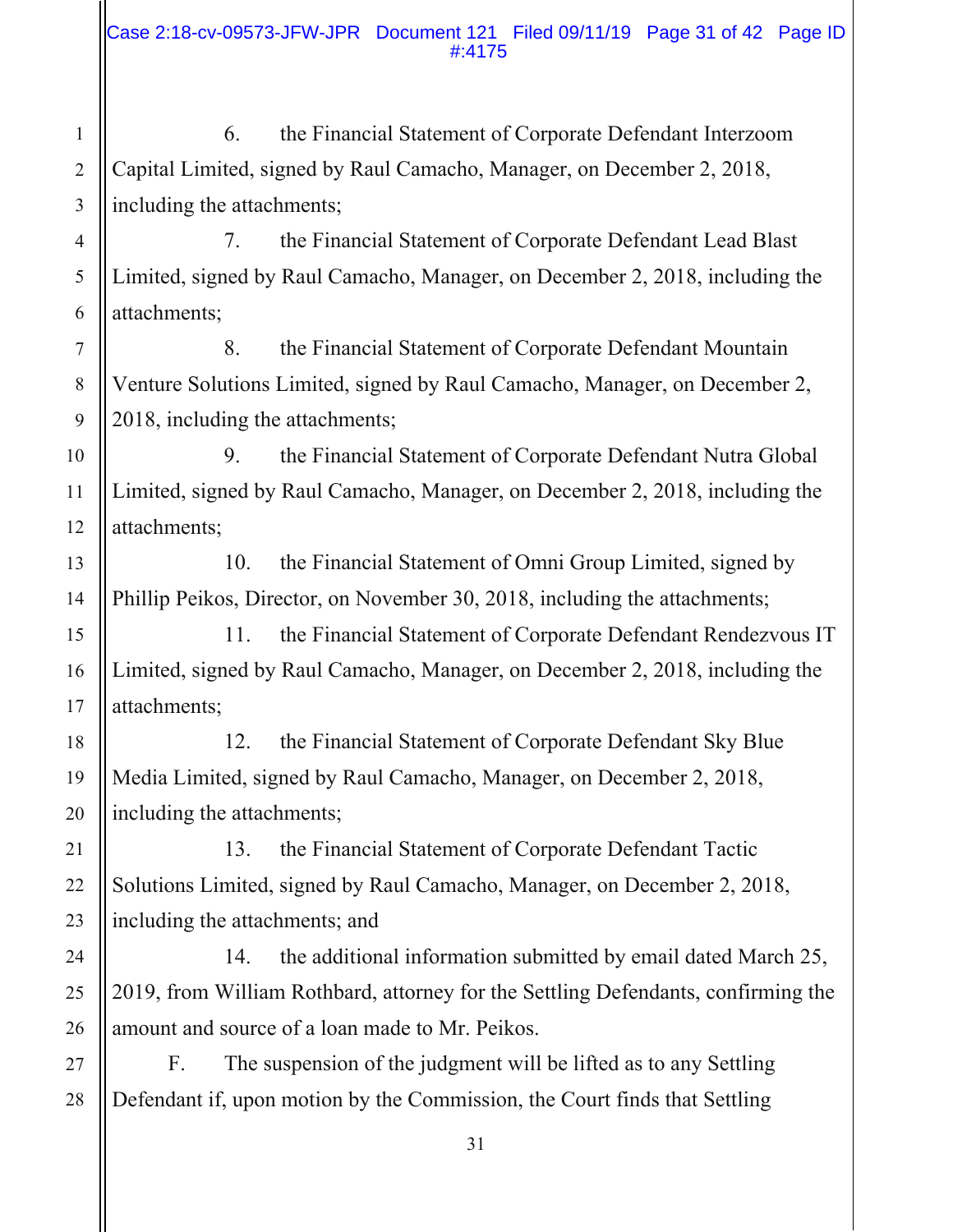6. the Financial Statement of Corporate Defendant Interzoom Capital Limited, signed by Raul Camacho, Manager, on December 2, 2018, including the attachments;

7. the Financial Statement of Corporate Defendant Lead Blast Limited, signed by Raul Camacho, Manager, on December 2, 2018, including the attachments;

8. the Financial Statement of Corporate Defendant Mountain Venture Solutions Limited, signed by Raul Camacho, Manager, on December 2, 2018, including the attachments;

9. the Financial Statement of Corporate Defendant Nutra Global Limited, signed by Raul Camacho, Manager, on December 2, 2018, including the attachments;

10. the Financial Statement of Omni Group Limited, signed by Phillip Peikos, Director, on November 30, 2018, including the attachments;

11. the Financial Statement of Corporate Defendant Rendezvous IT Limited, signed by Raul Camacho, Manager, on December 2, 2018, including the attachments;

12. the Financial Statement of Corporate Defendant Sky Blue Media Limited, signed by Raul Camacho, Manager, on December 2, 2018, including the attachments;

13. the Financial Statement of Corporate Defendant Tactic Solutions Limited, signed by Raul Camacho, Manager, on December 2, 2018, including the attachments; and

14. the additional information submitted by email dated March 25, 2019, from William Rothbard, attorney for the Settling Defendants, confirming the amount and source of a loan made to Mr. Peikos.

F. The suspension of the judgment will be lifted as to any Settling Defendant if, upon motion by the Commission, the Court finds that Settling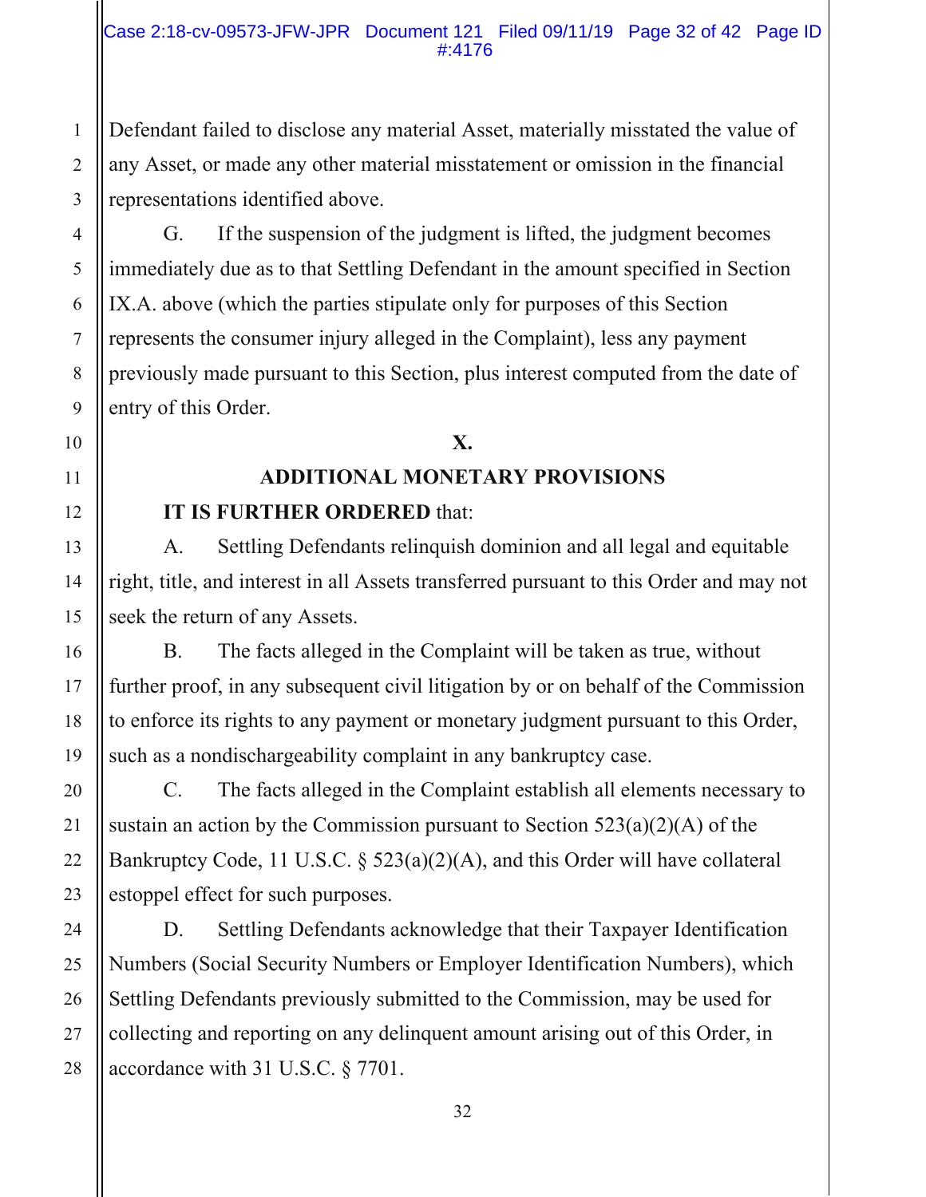Defendant failed to disclose any material Asset, materially misstated the value of any Asset, or made any other material misstatement or omission in the financial representations identified above.

G. If the suspension of the judgment is lifted, the judgment becomes immediately due as to that Settling Defendant in the amount specified in Section IX.A. above (which the parties stipulate only for purposes of this Section represents the consumer injury alleged in the Complaint), less any payment previously made pursuant to this Section, plus interest computed from the date of entry of this Order.

## X.

## ADDITIONAL MONETARY PROVISIONS

**IT IS FURTHER ORDERED** that:

A. Settling Defendants relinquish dominion and all legal and equitable right, title, and interest in all Assets transferred pursuant to this Order and may not seek the return of any Assets.

B. The facts alleged in the Complaint will be taken as true, without further proof, in any subsequent civil litigation by or on behalf of the Commission to enforce its rights to any payment or monetary judgment pursuant to this Order, such as a nondischargeability complaint in any bankruptcy case.

C. The facts alleged in the Complaint establish all elements necessary to sustain an action by the Commission pursuant to Section 523(a)(2)(A) of the Bankruptcy Code, 11 U.S.C. § 523(a)(2)(A), and this Order will have collateral estoppel effect for such purposes.

D. Settling Defendants acknowledge that their Taxpayer Identification Numbers (Social Security Numbers or Employer Identification Numbers), which Settling Defendants previously submitted to the Commission, may be used for collecting and reporting on any delinquent amount arising out of this Order, in accordance with 31 U.S.C. § 7701.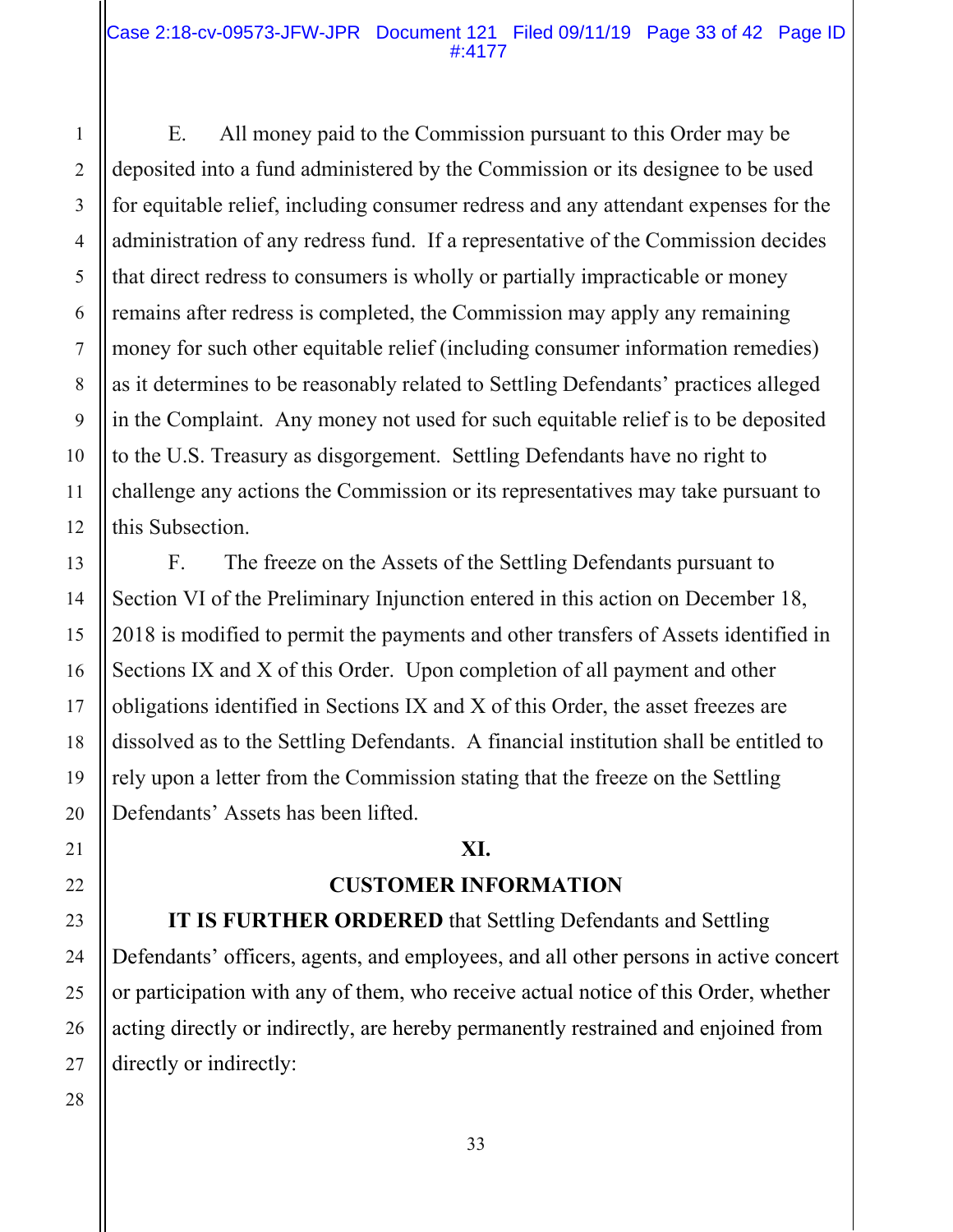E. All money paid to the Commission pursuant to this Order may be deposited into a fund administered by the Commission or its designee to be used for equitable relief, including consumer redress and any attendant expenses for the administration of any redress fund. If a representative of the Commission decides that direct redress to consumers is wholly or partially impracticable or money remains after redress is completed, the Commission may apply any remaining money for such other equitable relief (including consumer information remedies) as it determines to be reasonably related to Settling Defendants' practices alleged in the Complaint. Any money not used for such equitable relief is to be deposited to the U.S. Treasury as disgorgement. Settling Defendants have no right to challenge any actions the Commission or its representatives may take pursuant to this Subsection.

F. The freeze on the Assets of the Settling Defendants pursuant to Section VI of the Preliminary Injunction entered in this action on December 18, 2018 is modified to permit the payments and other transfers of Assets identified in Sections IX and X of this Order. Upon completion of all payment and other obligations identified in Sections IX and X of this Order, the asset freezes are dissolved as to the Settling Defendants. A financial institution shall be entitled to rely upon a letter from the Commission stating that the freeze on the Settling Defendants' Assets has been lifted.

## XI.

## CUSTOMER INFORMATION

**IT IS FURTHER ORDERED** that Settling Defendants and Settling Defendants' officers, agents, and employees, and all other persons in active concert or participation with any of them, who receive actual notice of this Order, whether acting directly or indirectly, are hereby permanently restrained and enjoined from directly or indirectly: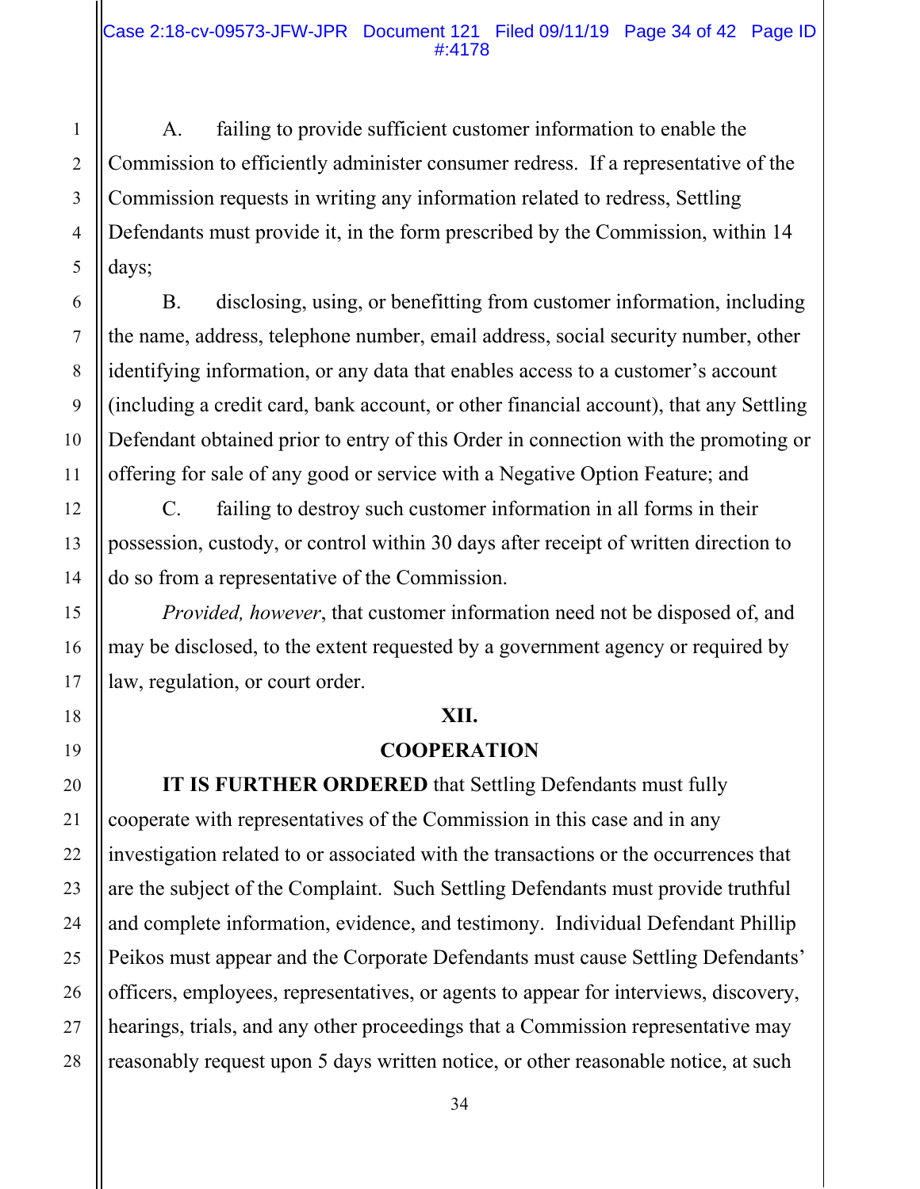A. failing to provide sufficient customer information to enable the Commission to efficiently administer consumer redress. If a representative of the Commission requests in writing any information related to redress, Settling Defendants must provide it, in the form prescribed by the Commission, within 14 days;

B. disclosing, using, or benefitting from customer information, including the name, address, telephone number, email address, social security number, other identifying information, or any data that enables access to a customer's account (including a credit card, bank account, or other financial account), that any Settling Defendant obtained prior to entry of this Order in connection with the promoting or offering for sale of any good or service with a Negative Option Feature; and

C. failing to destroy such customer information in all forms in their possession, custody, or control within 30 days after receipt of written direction to do so from a representative of the Commission.

*Provided, however*, that customer information need not be disposed of, and may be disclosed, to the extent requested by a government agency or required by law, regulation, or court order.

## XII.

## COOPERATION

**IT IS FURTHER ORDERED** that Settling Defendants must fully cooperate with representatives of the Commission in this case and in any investigation related to or associated with the transactions or the occurrences that are the subject of the Complaint. Such Settling Defendants must provide truthful and complete information, evidence, and testimony. Individual Defendant Phillip Peikos must appear and the Corporate Defendants must cause Settling Defendants' officers, employees, representatives, or agents to appear for interviews, discovery, hearings, trials, and any other proceedings that a Commission representative may reasonably request upon 5 days written notice, or other reasonable notice, at such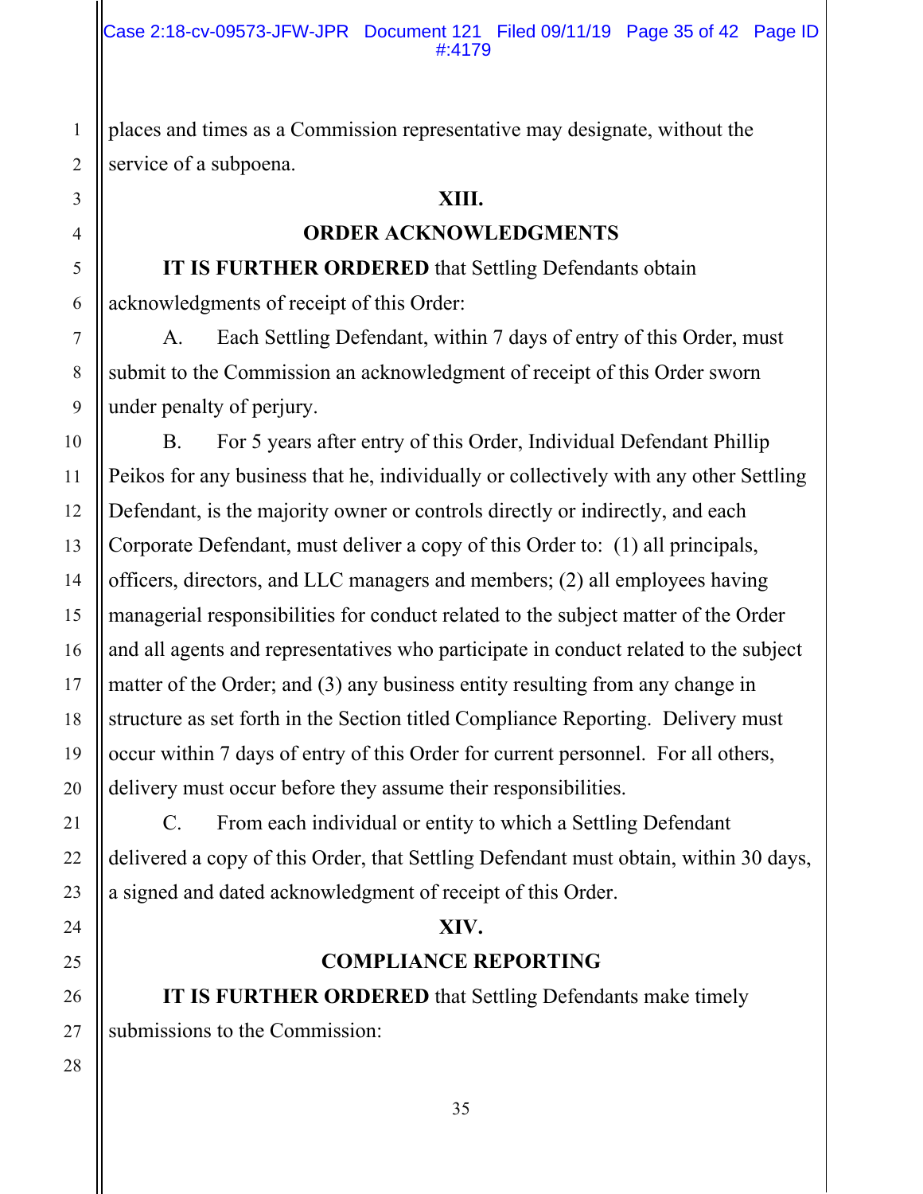places and times as a Commission representative may designate, without the service of a subpoena.

## XIII.

## ORDER ACKNOWLEDGMENTS

**IT IS FURTHER ORDERED** that Settling Defendants obtain acknowledgments of receipt of this Order:

A. Each Settling Defendant, within 7 days of entry of this Order, must submit to the Commission an acknowledgment of receipt of this Order sworn under penalty of perjury.

B. For 5 years after entry of this Order, Individual Defendant Phillip Peikos for any business that he, individually or collectively with any other Settling Defendant, is the majority owner or controls directly or indirectly, and each Corporate Defendant, must deliver a copy of this Order to: (1) all principals, officers, directors, and LLC managers and members; (2) all employees having managerial responsibilities for conduct related to the subject matter of the Order and all agents and representatives who participate in conduct related to the subject matter of the Order; and (3) any business entity resulting from any change in structure as set forth in the Section titled Compliance Reporting. Delivery must occur within 7 days of entry of this Order for current personnel. For all others, delivery must occur before they assume their responsibilities.

C. From each individual or entity to which a Settling Defendant delivered a copy of this Order, that Settling Defendant must obtain, within 30 days, a signed and dated acknowledgment of receipt of this Order.

## XIV.

## COMPLIANCE REPORTING

**IT IS FURTHER ORDERED** that Settling Defendants make timely submissions to the Commission: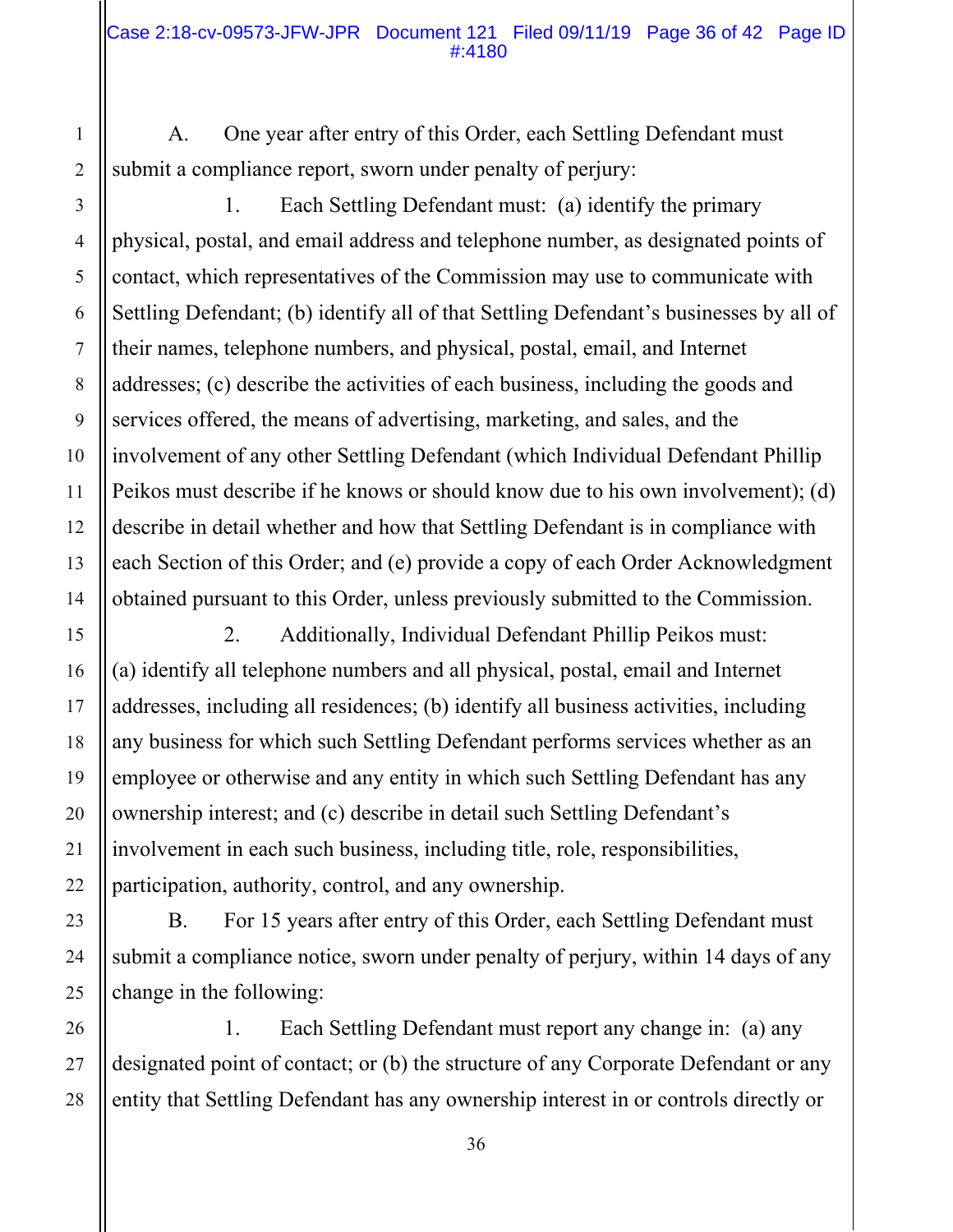A. One year after entry of this Order, each Settling Defendant must submit a compliance report, sworn under penalty of perjury:

1. Each Settling Defendant must: (a) identify the primary physical, postal, and email address and telephone number, as designated points of contact, which representatives of the Commission may use to communicate with Settling Defendant; (b) identify all of that Settling Defendant's businesses by all of their names, telephone numbers, and physical, postal, email, and Internet addresses; (c) describe the activities of each business, including the goods and services offered, the means of advertising, marketing, and sales, and the involvement of any other Settling Defendant (which Individual Defendant Phillip Peikos must describe if he knows or should know due to his own involvement); (d) describe in detail whether and how that Settling Defendant is in compliance with each Section of this Order; and (e) provide a copy of each Order Acknowledgment obtained pursuant to this Order, unless previously submitted to the Commission.

2. Additionally, Individual Defendant Phillip Peikos must: (a) identify all telephone numbers and all physical, postal, email and Internet addresses, including all residences; (b) identify all business activities, including any business for which such Settling Defendant performs services whether as an employee or otherwise and any entity in which such Settling Defendant has any ownership interest; and (c) describe in detail such Settling Defendant's involvement in each such business, including title, role, responsibilities, participation, authority, control, and any ownership.

B. For 15 years after entry of this Order, each Settling Defendant must submit a compliance notice, sworn under penalty of perjury, within 14 days of any change in the following:

1. Each Settling Defendant must report any change in: (a) any designated point of contact; or (b) the structure of any Corporate Defendant or any entity that Settling Defendant has any ownership interest in or controls directly or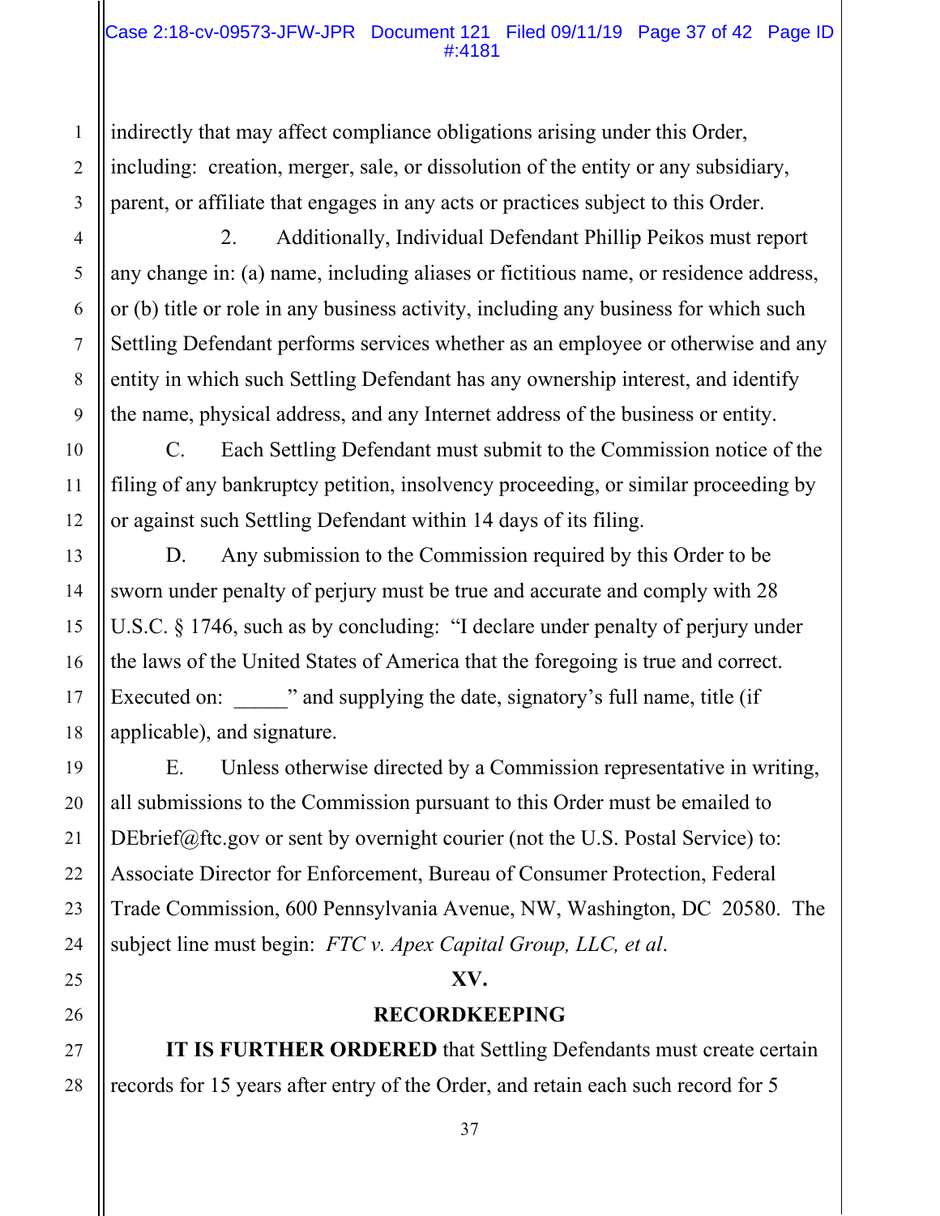indirectly that may affect compliance obligations arising under this Order, including: creation, merger, sale, or dissolution of the entity or any subsidiary, parent, or affiliate that engages in any acts or practices subject to this Order.

2. Additionally, Individual Defendant Phillip Peikos must report any change in: (a) name, including aliases or fictitious name, or residence address, or (b) title or role in any business activity, including any business for which such Settling Defendant performs services whether as an employee or otherwise and any entity in which such Settling Defendant has any ownership interest, and identify the name, physical address, and any Internet address of the business or entity.

C. Each Settling Defendant must submit to the Commission notice of the filing of any bankruptcy petition, insolvency proceeding, or similar proceeding by or against such Settling Defendant within 14 days of its filing.

D. Any submission to the Commission required by this Order to be sworn under penalty of perjury must be true and accurate and comply with 28 U.S.C. § 1746, such as by concluding: "I declare under penalty of perjury under the laws of the United States of America that the foregoing is true and correct. Executed on: _____" and supplying the date, signatory's full name, title (if applicable), and signature.

E. Unless otherwise directed by a Commission representative in writing, all submissions to the Commission pursuant to this Order must be emailed to DEbrief@ftc.gov or sent by overnight courier (not the U.S. Postal Service) to: Associate Director for Enforcement, Bureau of Consumer Protection, Federal Trade Commission, 600 Pennsylvania Avenue, NW, Washington, DC 20580. The subject line must begin: *FTC v. Apex Capital Group, LLC, et al*.

## XV.

## RECORDKEEPING

**IT IS FURTHER ORDERED** that Settling Defendants must create certain records for 15 years after entry of the Order, and retain each such record for 5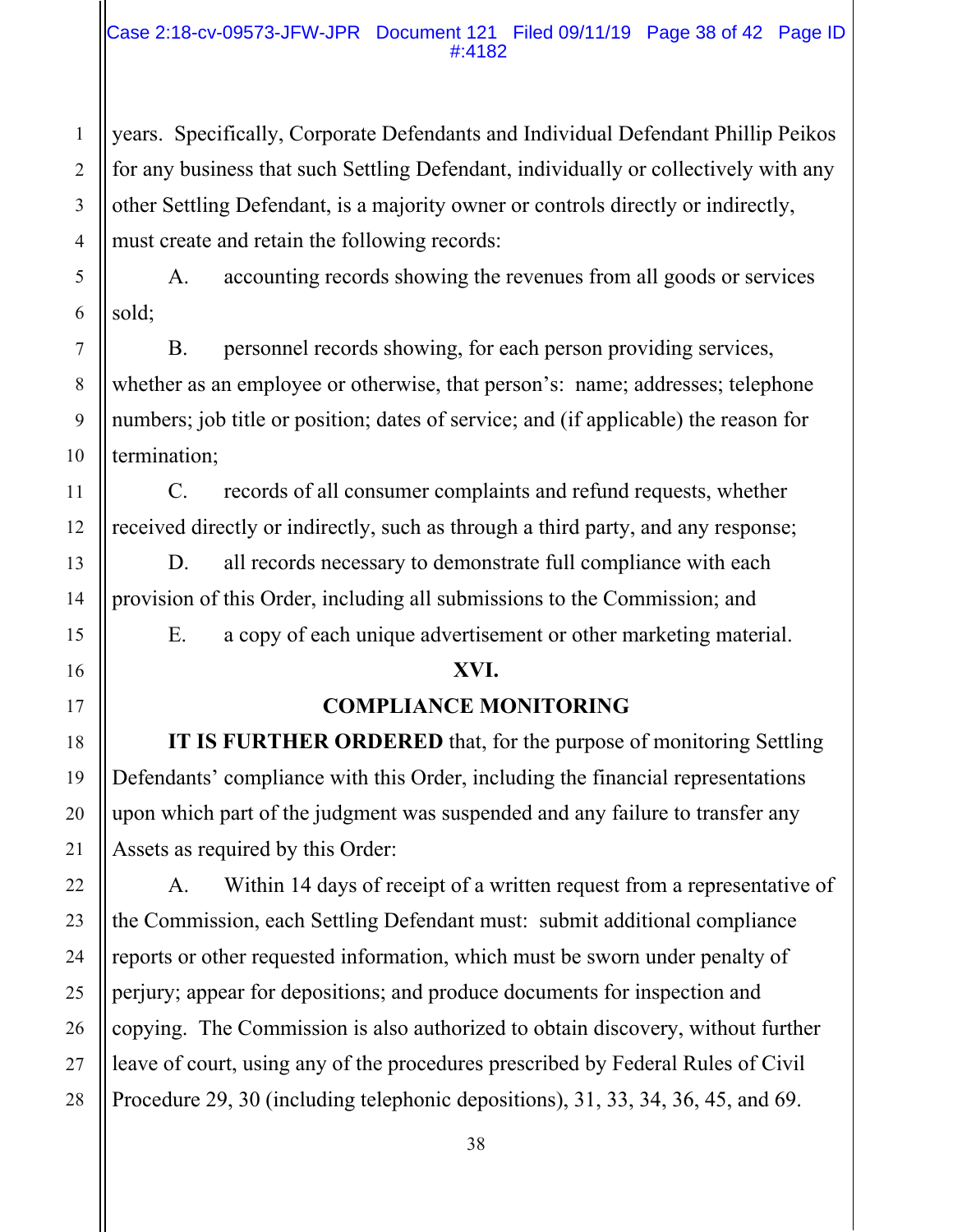years. Specifically, Corporate Defendants and Individual Defendant Phillip Peikos for any business that such Settling Defendant, individually or collectively with any other Settling Defendant, is a majority owner or controls directly or indirectly, must create and retain the following records:

A. accounting records showing the revenues from all goods or services sold;

B. personnel records showing, for each person providing services, whether as an employee or otherwise, that person's: name; addresses; telephone numbers; job title or position; dates of service; and (if applicable) the reason for termination;

C. records of all consumer complaints and refund requests, whether received directly or indirectly, such as through a third party, and any response;

D. all records necessary to demonstrate full compliance with each provision of this Order, including all submissions to the Commission; and

E. a copy of each unique advertisement or other marketing material.

## XVI.

## COMPLIANCE MONITORING

**IT IS FURTHER ORDERED** that, for the purpose of monitoring Settling Defendants' compliance with this Order, including the financial representations upon which part of the judgment was suspended and any failure to transfer any Assets as required by this Order:

A. Within 14 days of receipt of a written request from a representative of the Commission, each Settling Defendant must: submit additional compliance reports or other requested information, which must be sworn under penalty of perjury; appear for depositions; and produce documents for inspection and copying. The Commission is also authorized to obtain discovery, without further leave of court, using any of the procedures prescribed by Federal Rules of Civil Procedure 29, 30 (including telephonic depositions), 31, 33, 34, 36, 45, and 69.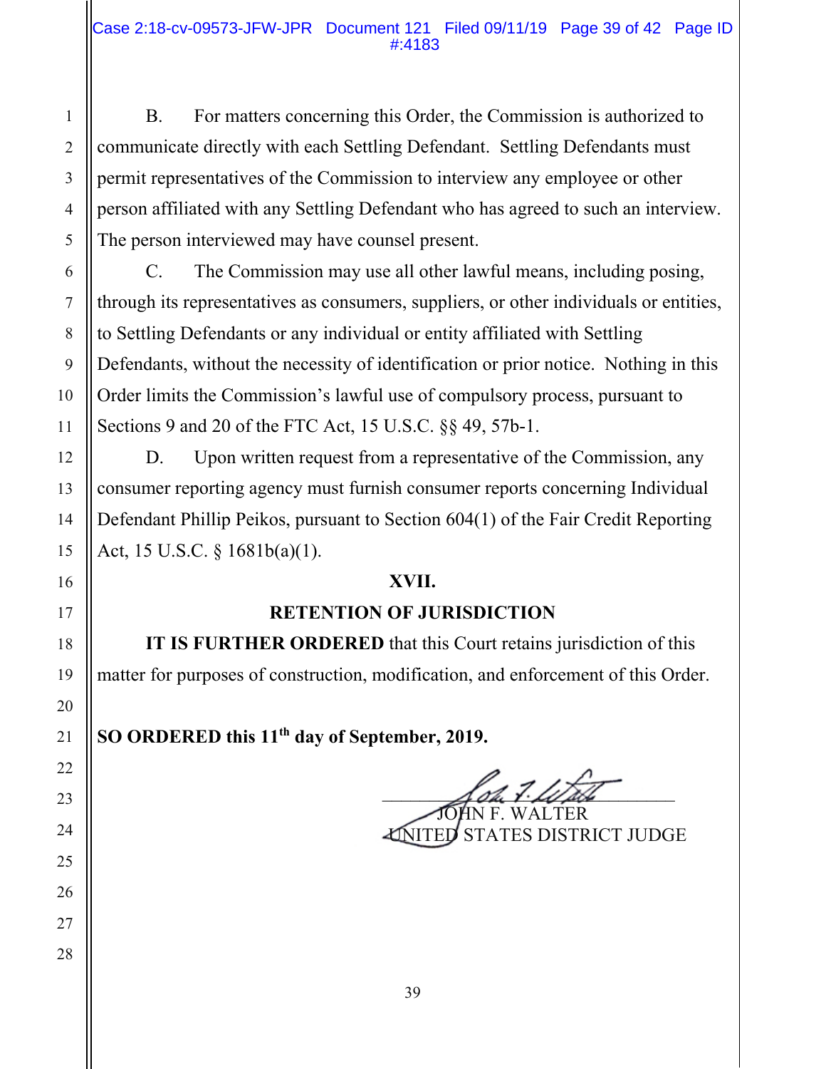B. For matters concerning this Order, the Commission is authorized to communicate directly with each Settling Defendant. Settling Defendants must permit representatives of the Commission to interview any employee or other person affiliated with any Settling Defendant who has agreed to such an interview. The person interviewed may have counsel present.

C. The Commission may use all other lawful means, including posing, through its representatives as consumers, suppliers, or other individuals or entities, to Settling Defendants or any individual or entity affiliated with Settling Defendants, without the necessity of identification or prior notice. Nothing in this Order limits the Commission's lawful use of compulsory process, pursuant to Sections 9 and 20 of the FTC Act, 15 U.S.C. §§ 49, 57b-1.

D. Upon written request from a representative of the Commission, any consumer reporting agency must furnish consumer reports concerning Individual Defendant Phillip Peikos, pursuant to Section 604(1) of the Fair Credit Reporting Act, 15 U.S.C. § 1681b(a)(1).

## XVII.

## RETENTION OF JURISDICTION

**IT IS FURTHER ORDERED** that this Court retains jurisdiction of this matter for purposes of construction, modification, and enforcement of this Order.

**SO ORDERED this 11th day of September, 2019.**

JOHN F. WALTER
UNITED STATES DISTRICT JUDGE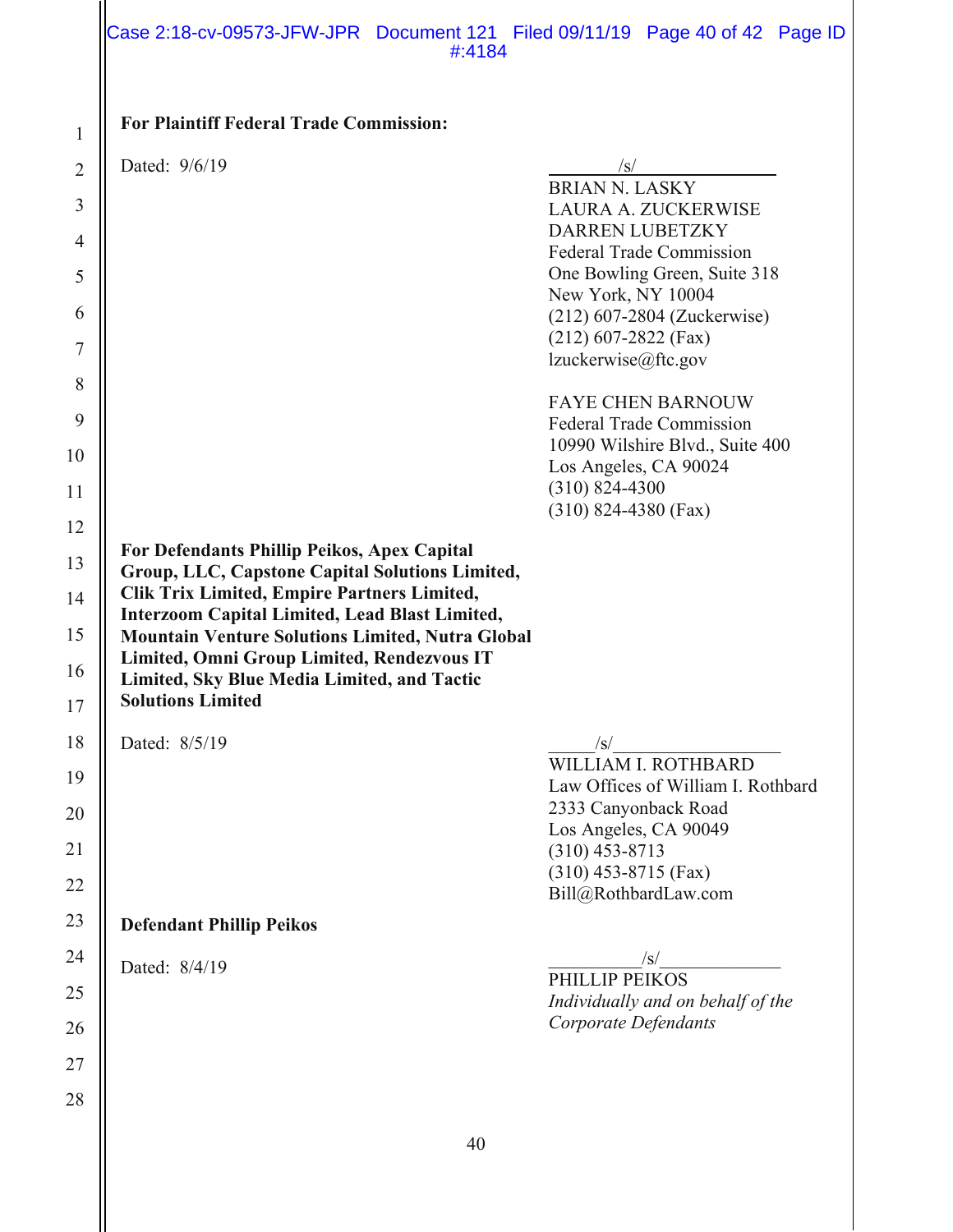**For Plaintiff Federal Trade Commission:**

Dated: 9/6/19

/s/
BRIAN N. LASKY
LAURA A. ZUCKERWISE
DARREN LUBETZKY
Federal Trade Commission
One Bowling Green, Suite 318
New York, NY 10004
(212) 607-2804 (Zuckerwise)
(212) 607-2822 (Fax)
lzuckerwise@ftc.gov

FAYE CHEN BARNOUW
Federal Trade Commission
10990 Wilshire Blvd., Suite 400
Los Angeles, CA 90024
(310) 824-4300
(310) 824-4380 (Fax)

**For Defendants Phillip Peikos, Apex Capital Group, LLC, Capstone Capital Solutions Limited, Clik Trix Limited, Empire Partners Limited, Interzoom Capital Limited, Lead Blast Limited, Mountain Venture Solutions Limited, Nutra Global Limited, Omni Group Limited, Rendezvous IT Limited, Sky Blue Media Limited, and Tactic Solutions Limited**

Dated: 8/5/19

/s/
WILLIAM I. ROTHBARD
Law Offices of William I. Rothbard
2333 Canyonback Road
Los Angeles, CA 90049
(310) 453-8713
(310) 453-8715 (Fax)
Bill@RothbardLaw.com

**Defendant Phillip Peikos**

Dated: 8/4/19

/s/
PHILLIP PEIKOS
*Individually and on behalf of the Corporate Defendants*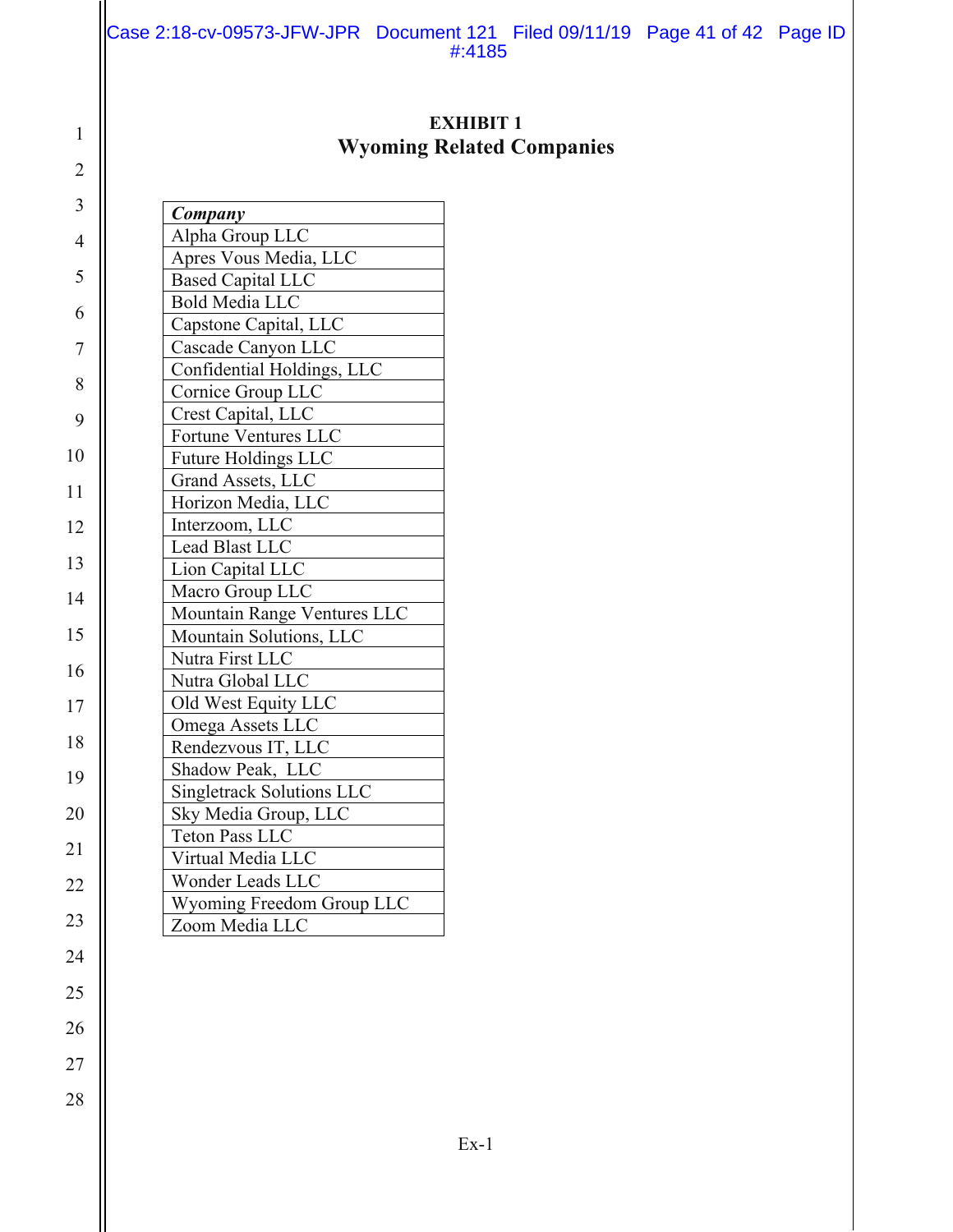**EXHIBIT 1**

**Wyoming Related Companies**

| *Company* |
|---|
| Alpha Group LLC |
| Apres Vous Media, LLC |
| Based Capital LLC |
| Bold Media LLC |
| Capstone Capital, LLC |
| Cascade Canyon LLC |
| Confidential Holdings, LLC |
| Cornice Group LLC |
| Crest Capital, LLC |
| Fortune Ventures LLC |
| Future Holdings LLC |
| Grand Assets, LLC |
| Horizon Media, LLC |
| Interzoom, LLC |
| Lead Blast LLC |
| Lion Capital LLC |
| Macro Group LLC |
| Mountain Range Ventures LLC |
| Mountain Solutions, LLC |
| Nutra First LLC |
| Nutra Global LLC |
| Old West Equity LLC |
| Omega Assets LLC |
| Rendezvous IT, LLC |
| Shadow Peak, LLC |
| Singletrack Solutions LLC |
| Sky Media Group, LLC |
| Teton Pass LLC |
| Virtual Media LLC |
| Wonder Leads LLC |
| Wyoming Freedom Group LLC |
| Zoom Media LLC |

Ex-1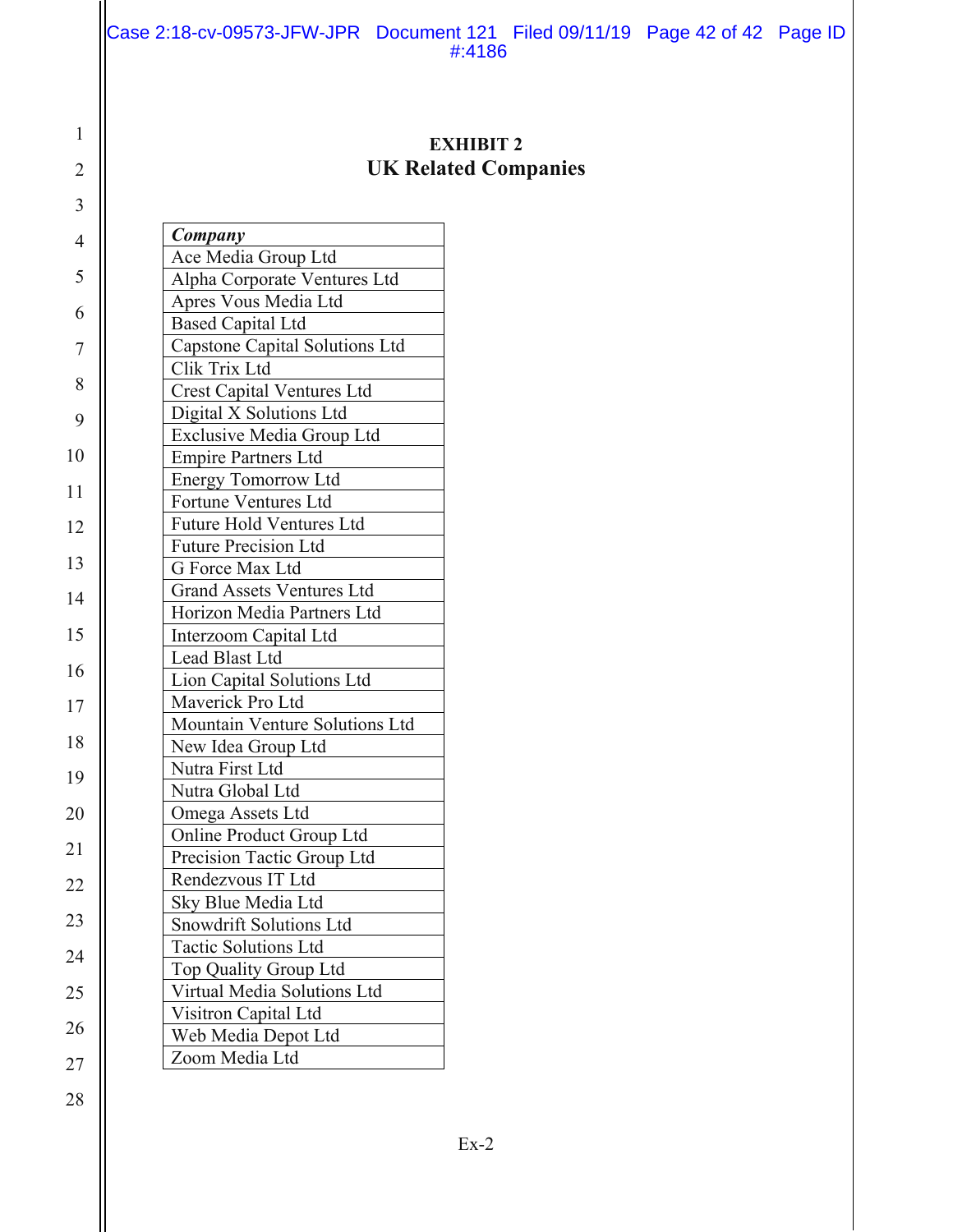**EXHIBIT 2**
**UK Related Companies**

| ***Company*** |
|---|
| Ace Media Group Ltd |
| Alpha Corporate Ventures Ltd |
| Apres Vous Media Ltd |
| Based Capital Ltd |
| Capstone Capital Solutions Ltd |
| Clik Trix Ltd |
| Crest Capital Ventures Ltd |
| Digital X Solutions Ltd |
| Exclusive Media Group Ltd |
| Empire Partners Ltd |
| Energy Tomorrow Ltd |
| Fortune Ventures Ltd |
| Future Hold Ventures Ltd |
| Future Precision Ltd |
| G Force Max Ltd |
| Grand Assets Ventures Ltd |
| Horizon Media Partners Ltd |
| Interzoom Capital Ltd |
| Lead Blast Ltd |
| Lion Capital Solutions Ltd |
| Maverick Pro Ltd |
| Mountain Venture Solutions Ltd |
| New Idea Group Ltd |
| Nutra First Ltd |
| Nutra Global Ltd |
| Omega Assets Ltd |
| Online Product Group Ltd |
| Precision Tactic Group Ltd |
| Rendezvous IT Ltd |
| Sky Blue Media Ltd |
| Snowdrift Solutions Ltd |
| Tactic Solutions Ltd |
| Top Quality Group Ltd |
| Virtual Media Solutions Ltd |
| Visitron Capital Ltd |
| Web Media Depot Ltd |
| Zoom Media Ltd |

Ex-2